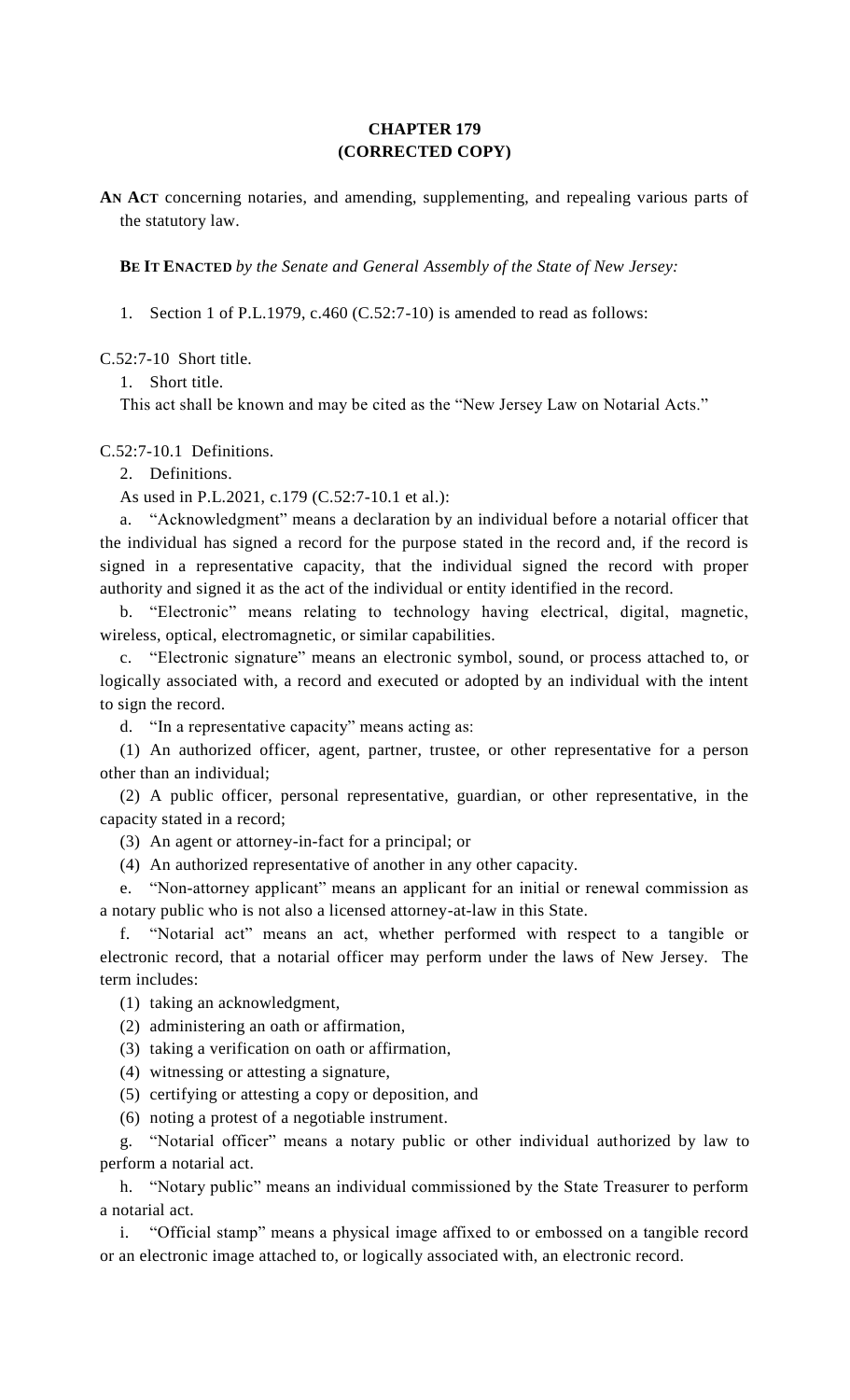# CHAPTER 179
## (CORRECTED COPY)

**AN ACT** concerning notaries, and amending, supplementing, and repealing various parts of the statutory law.

**BE IT ENACTED** *by the Senate and General Assembly of the State of New Jersey:*

1. Section 1 of P.L.1979, c.460 (C.52:7-10) is amended to read as follows:

C.52:7-10 Short title.

1. Short title.

This act shall be known and may be cited as the "New Jersey Law on Notarial Acts."

C.52:7-10.1 Definitions.

2. Definitions.

As used in P.L.2021, c.179 (C.52:7-10.1 et al.):

a. "Acknowledgment" means a declaration by an individual before a notarial officer that the individual has signed a record for the purpose stated in the record and, if the record is signed in a representative capacity, that the individual signed the record with proper authority and signed it as the act of the individual or entity identified in the record.

b. "Electronic" means relating to technology having electrical, digital, magnetic, wireless, optical, electromagnetic, or similar capabilities.

c. "Electronic signature" means an electronic symbol, sound, or process attached to, or logically associated with, a record and executed or adopted by an individual with the intent to sign the record.

d. "In a representative capacity" means acting as:

(1) An authorized officer, agent, partner, trustee, or other representative for a person other than an individual;

(2) A public officer, personal representative, guardian, or other representative, in the capacity stated in a record;

(3) An agent or attorney-in-fact for a principal; or

(4) An authorized representative of another in any other capacity.

e. "Non-attorney applicant" means an applicant for an initial or renewal commission as a notary public who is not also a licensed attorney-at-law in this State.

f. "Notarial act" means an act, whether performed with respect to a tangible or electronic record, that a notarial officer may perform under the laws of New Jersey. The term includes:

(1) taking an acknowledgment,

(2) administering an oath or affirmation,

(3) taking a verification on oath or affirmation,

(4) witnessing or attesting a signature,

(5) certifying or attesting a copy or deposition, and

(6) noting a protest of a negotiable instrument.

g. "Notarial officer" means a notary public or other individual authorized by law to perform a notarial act.

h. "Notary public" means an individual commissioned by the State Treasurer to perform a notarial act.

i. "Official stamp" means a physical image affixed to or embossed on a tangible record or an electronic image attached to, or logically associated with, an electronic record.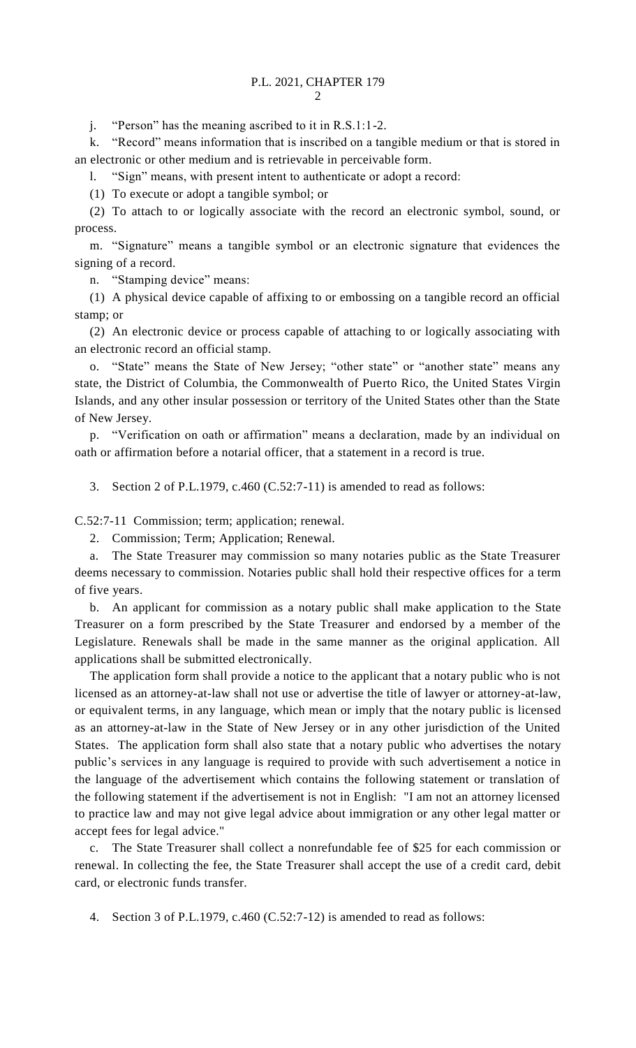j. "Person" has the meaning ascribed to it in R.S.1:1-2.

k. "Record" means information that is inscribed on a tangible medium or that is stored in an electronic or other medium and is retrievable in perceivable form.

l. "Sign" means, with present intent to authenticate or adopt a record:

(1) To execute or adopt a tangible symbol; or

(2) To attach to or logically associate with the record an electronic symbol, sound, or process.

m. "Signature" means a tangible symbol or an electronic signature that evidences the signing of a record.

n. "Stamping device" means:

(1) A physical device capable of affixing to or embossing on a tangible record an official stamp; or

(2) An electronic device or process capable of attaching to or logically associating with an electronic record an official stamp.

o. "State" means the State of New Jersey; "other state" or "another state" means any state, the District of Columbia, the Commonwealth of Puerto Rico, the United States Virgin Islands, and any other insular possession or territory of the United States other than the State of New Jersey.

p. "Verification on oath or affirmation" means a declaration, made by an individual on oath or affirmation before a notarial officer, that a statement in a record is true.

3. Section 2 of P.L.1979, c.460 (C.52:7-11) is amended to read as follows:

C.52:7-11 Commission; term; application; renewal.

2. Commission; Term; Application; Renewal.

a. The State Treasurer may commission so many notaries public as the State Treasurer deems necessary to commission. Notaries public shall hold their respective offices for a term of five years.

b. An applicant for commission as a notary public shall make application to the State Treasurer on a form prescribed by the State Treasurer and endorsed by a member of the Legislature. Renewals shall be made in the same manner as the original application. All applications shall be submitted electronically.

The application form shall provide a notice to the applicant that a notary public who is not licensed as an attorney-at-law shall not use or advertise the title of lawyer or attorney-at-law, or equivalent terms, in any language, which mean or imply that the notary public is licensed as an attorney-at-law in the State of New Jersey or in any other jurisdiction of the United States. The application form shall also state that a notary public who advertises the notary public's services in any language is required to provide with such advertisement a notice in the language of the advertisement which contains the following statement or translation of the following statement if the advertisement is not in English: "I am not an attorney licensed to practice law and may not give legal advice about immigration or any other legal matter or accept fees for legal advice."

c. The State Treasurer shall collect a nonrefundable fee of $25 for each commission or renewal. In collecting the fee, the State Treasurer shall accept the use of a credit card, debit card, or electronic funds transfer.

4. Section 3 of P.L.1979, c.460 (C.52:7-12) is amended to read as follows: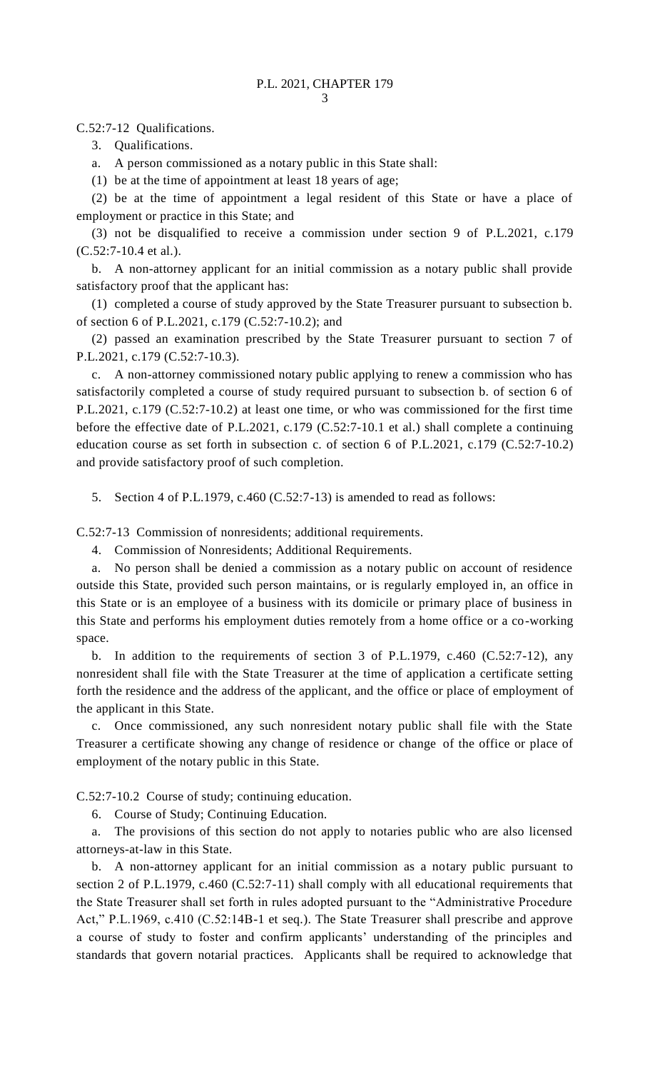C.52:7-12 Qualifications.

3. Qualifications.

a. A person commissioned as a notary public in this State shall:

(1) be at the time of appointment at least 18 years of age;

(2) be at the time of appointment a legal resident of this State or have a place of employment or practice in this State; and

(3) not be disqualified to receive a commission under section 9 of P.L.2021, c.179 (C.52:7-10.4 et al.).

b. A non-attorney applicant for an initial commission as a notary public shall provide satisfactory proof that the applicant has:

(1) completed a course of study approved by the State Treasurer pursuant to subsection b. of section 6 of P.L.2021, c.179 (C.52:7-10.2); and

(2) passed an examination prescribed by the State Treasurer pursuant to section 7 of P.L.2021, c.179 (C.52:7-10.3).

c. A non-attorney commissioned notary public applying to renew a commission who has satisfactorily completed a course of study required pursuant to subsection b. of section 6 of P.L.2021, c.179 (C.52:7-10.2) at least one time, or who was commissioned for the first time before the effective date of P.L.2021, c.179 (C.52:7-10.1 et al.) shall complete a continuing education course as set forth in subsection c. of section 6 of P.L.2021, c.179 (C.52:7-10.2) and provide satisfactory proof of such completion.

5. Section 4 of P.L.1979, c.460 (C.52:7-13) is amended to read as follows:

C.52:7-13 Commission of nonresidents; additional requirements.

4. Commission of Nonresidents; Additional Requirements.

a. No person shall be denied a commission as a notary public on account of residence outside this State, provided such person maintains, or is regularly employed in, an office in this State or is an employee of a business with its domicile or primary place of business in this State and performs his employment duties remotely from a home office or a co-working space.

b. In addition to the requirements of section 3 of P.L.1979, c.460 (C.52:7-12), any nonresident shall file with the State Treasurer at the time of application a certificate setting forth the residence and the address of the applicant, and the office or place of employment of the applicant in this State.

c. Once commissioned, any such nonresident notary public shall file with the State Treasurer a certificate showing any change of residence or change of the office or place of employment of the notary public in this State.

C.52:7-10.2 Course of study; continuing education.

6. Course of Study; Continuing Education.

a. The provisions of this section do not apply to notaries public who are also licensed attorneys-at-law in this State.

b. A non-attorney applicant for an initial commission as a notary public pursuant to section 2 of P.L.1979, c.460 (C.52:7-11) shall comply with all educational requirements that the State Treasurer shall set forth in rules adopted pursuant to the "Administrative Procedure Act," P.L.1969, c.410 (C.52:14B-1 et seq.). The State Treasurer shall prescribe and approve a course of study to foster and confirm applicants' understanding of the principles and standards that govern notarial practices. Applicants shall be required to acknowledge that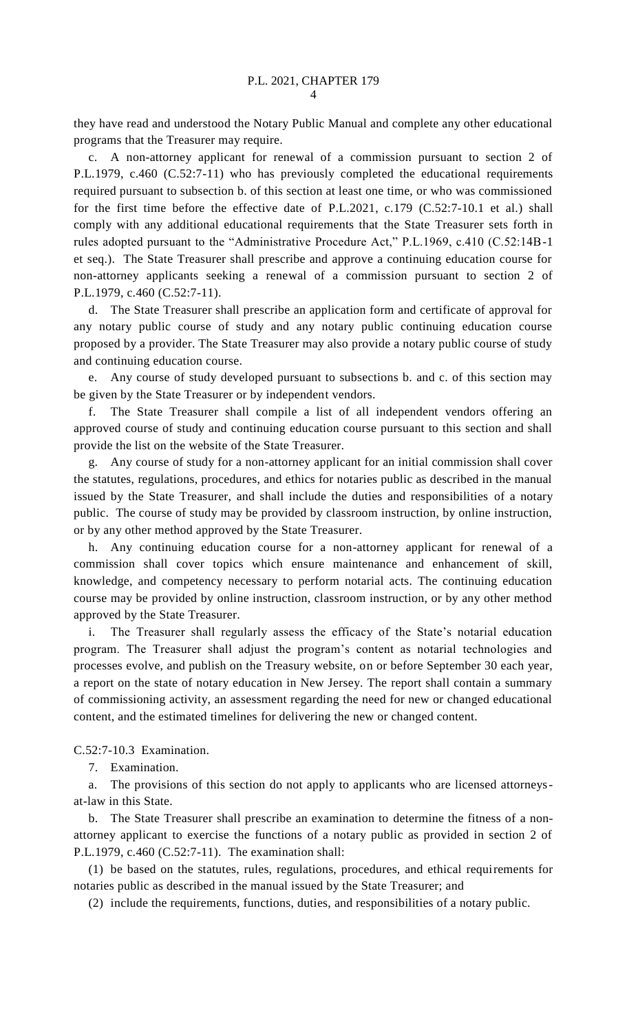they have read and understood the Notary Public Manual and complete any other educational programs that the Treasurer may require.

c. A non-attorney applicant for renewal of a commission pursuant to section 2 of P.L.1979, c.460 (C.52:7-11) who has previously completed the educational requirements required pursuant to subsection b. of this section at least one time, or who was commissioned for the first time before the effective date of P.L.2021, c.179 (C.52:7-10.1 et al.) shall comply with any additional educational requirements that the State Treasurer sets forth in rules adopted pursuant to the "Administrative Procedure Act," P.L.1969, c.410 (C.52:14B-1 et seq.). The State Treasurer shall prescribe and approve a continuing education course for non-attorney applicants seeking a renewal of a commission pursuant to section 2 of P.L.1979, c.460 (C.52:7-11).

d. The State Treasurer shall prescribe an application form and certificate of approval for any notary public course of study and any notary public continuing education course proposed by a provider. The State Treasurer may also provide a notary public course of study and continuing education course.

e. Any course of study developed pursuant to subsections b. and c. of this section may be given by the State Treasurer or by independent vendors.

f. The State Treasurer shall compile a list of all independent vendors offering an approved course of study and continuing education course pursuant to this section and shall provide the list on the website of the State Treasurer.

g. Any course of study for a non-attorney applicant for an initial commission shall cover the statutes, regulations, procedures, and ethics for notaries public as described in the manual issued by the State Treasurer, and shall include the duties and responsibilities of a notary public. The course of study may be provided by classroom instruction, by online instruction, or by any other method approved by the State Treasurer.

h. Any continuing education course for a non-attorney applicant for renewal of a commission shall cover topics which ensure maintenance and enhancement of skill, knowledge, and competency necessary to perform notarial acts. The continuing education course may be provided by online instruction, classroom instruction, or by any other method approved by the State Treasurer.

i. The Treasurer shall regularly assess the efficacy of the State's notarial education program. The Treasurer shall adjust the program's content as notarial technologies and processes evolve, and publish on the Treasury website, on or before September 30 each year, a report on the state of notary education in New Jersey. The report shall contain a summary of commissioning activity, an assessment regarding the need for new or changed educational content, and the estimated timelines for delivering the new or changed content.

C.52:7-10.3 Examination.

7. Examination.

a. The provisions of this section do not apply to applicants who are licensed attorneys-at-law in this State.

b. The State Treasurer shall prescribe an examination to determine the fitness of a non-attorney applicant to exercise the functions of a notary public as provided in section 2 of P.L.1979, c.460 (C.52:7-11). The examination shall:

(1) be based on the statutes, rules, regulations, procedures, and ethical requirements for notaries public as described in the manual issued by the State Treasurer; and

(2) include the requirements, functions, duties, and responsibilities of a notary public.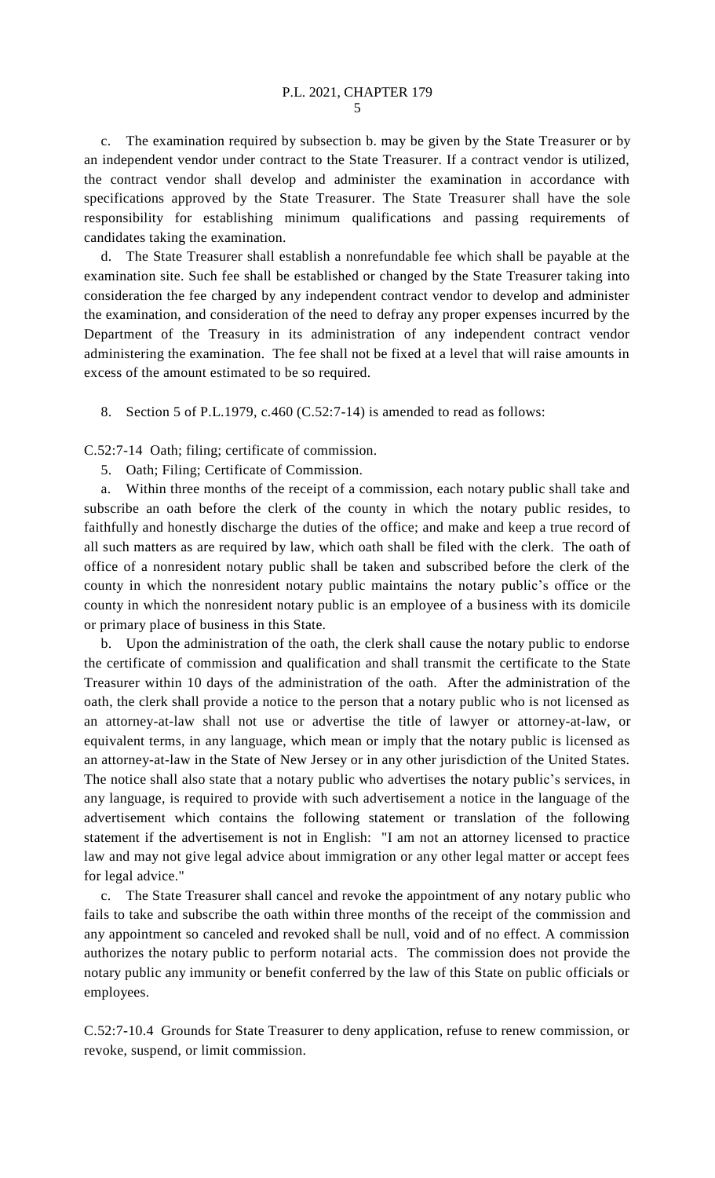c. The examination required by subsection b. may be given by the State Treasurer or by an independent vendor under contract to the State Treasurer. If a contract vendor is utilized, the contract vendor shall develop and administer the examination in accordance with specifications approved by the State Treasurer. The State Treasurer shall have the sole responsibility for establishing minimum qualifications and passing requirements of candidates taking the examination.

d. The State Treasurer shall establish a nonrefundable fee which shall be payable at the examination site. Such fee shall be established or changed by the State Treasurer taking into consideration the fee charged by any independent contract vendor to develop and administer the examination, and consideration of the need to defray any proper expenses incurred by the Department of the Treasury in its administration of any independent contract vendor administering the examination. The fee shall not be fixed at a level that will raise amounts in excess of the amount estimated to be so required.

8. Section 5 of P.L.1979, c.460 (C.52:7-14) is amended to read as follows:

C.52:7-14 Oath; filing; certificate of commission.

5. Oath; Filing; Certificate of Commission.

a. Within three months of the receipt of a commission, each notary public shall take and subscribe an oath before the clerk of the county in which the notary public resides, to faithfully and honestly discharge the duties of the office; and make and keep a true record of all such matters as are required by law, which oath shall be filed with the clerk. The oath of office of a nonresident notary public shall be taken and subscribed before the clerk of the county in which the nonresident notary public maintains the notary public's office or the county in which the nonresident notary public is an employee of a business with its domicile or primary place of business in this State.

b. Upon the administration of the oath, the clerk shall cause the notary public to endorse the certificate of commission and qualification and shall transmit the certificate to the State Treasurer within 10 days of the administration of the oath. After the administration of the oath, the clerk shall provide a notice to the person that a notary public who is not licensed as an attorney-at-law shall not use or advertise the title of lawyer or attorney-at-law, or equivalent terms, in any language, which mean or imply that the notary public is licensed as an attorney-at-law in the State of New Jersey or in any other jurisdiction of the United States. The notice shall also state that a notary public who advertises the notary public's services, in any language, is required to provide with such advertisement a notice in the language of the advertisement which contains the following statement or translation of the following statement if the advertisement is not in English: "I am not an attorney licensed to practice law and may not give legal advice about immigration or any other legal matter or accept fees for legal advice."

c. The State Treasurer shall cancel and revoke the appointment of any notary public who fails to take and subscribe the oath within three months of the receipt of the commission and any appointment so canceled and revoked shall be null, void and of no effect. A commission authorizes the notary public to perform notarial acts. The commission does not provide the notary public any immunity or benefit conferred by the law of this State on public officials or employees.

C.52:7-10.4 Grounds for State Treasurer to deny application, refuse to renew commission, or revoke, suspend, or limit commission.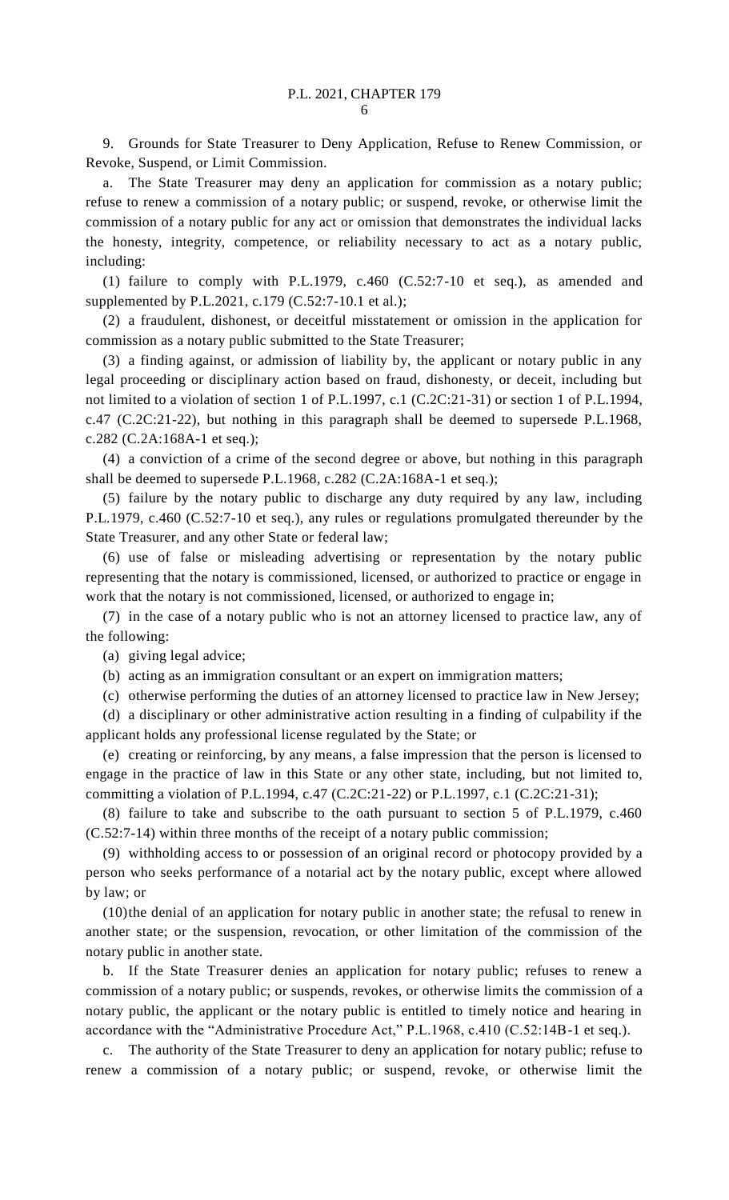9. Grounds for State Treasurer to Deny Application, Refuse to Renew Commission, or Revoke, Suspend, or Limit Commission.

a. The State Treasurer may deny an application for commission as a notary public; refuse to renew a commission of a notary public; or suspend, revoke, or otherwise limit the commission of a notary public for any act or omission that demonstrates the individual lacks the honesty, integrity, competence, or reliability necessary to act as a notary public, including:

(1) failure to comply with P.L.1979, c.460 (C.52:7-10 et seq.), as amended and supplemented by P.L.2021, c.179 (C.52:7-10.1 et al.);

(2) a fraudulent, dishonest, or deceitful misstatement or omission in the application for commission as a notary public submitted to the State Treasurer;

(3) a finding against, or admission of liability by, the applicant or notary public in any legal proceeding or disciplinary action based on fraud, dishonesty, or deceit, including but not limited to a violation of section 1 of P.L.1997, c.1 (C.2C:21-31) or section 1 of P.L.1994, c.47 (C.2C:21-22), but nothing in this paragraph shall be deemed to supersede P.L.1968, c.282 (C.2A:168A-1 et seq.);

(4) a conviction of a crime of the second degree or above, but nothing in this paragraph shall be deemed to supersede P.L.1968, c.282 (C.2A:168A-1 et seq.);

(5) failure by the notary public to discharge any duty required by any law, including P.L.1979, c.460 (C.52:7-10 et seq.), any rules or regulations promulgated thereunder by the State Treasurer, and any other State or federal law;

(6) use of false or misleading advertising or representation by the notary public representing that the notary is commissioned, licensed, or authorized to practice or engage in work that the notary is not commissioned, licensed, or authorized to engage in;

(7) in the case of a notary public who is not an attorney licensed to practice law, any of the following:

(a) giving legal advice;

(b) acting as an immigration consultant or an expert on immigration matters;

(c) otherwise performing the duties of an attorney licensed to practice law in New Jersey;

(d) a disciplinary or other administrative action resulting in a finding of culpability if the applicant holds any professional license regulated by the State; or

(e) creating or reinforcing, by any means, a false impression that the person is licensed to engage in the practice of law in this State or any other state, including, but not limited to, committing a violation of P.L.1994, c.47 (C.2C:21-22) or P.L.1997, c.1 (C.2C:21-31);

(8) failure to take and subscribe to the oath pursuant to section 5 of P.L.1979, c.460 (C.52:7-14) within three months of the receipt of a notary public commission;

(9) withholding access to or possession of an original record or photocopy provided by a person who seeks performance of a notarial act by the notary public, except where allowed by law; or

(10) the denial of an application for notary public in another state; the refusal to renew in another state; or the suspension, revocation, or other limitation of the commission of the notary public in another state.

b. If the State Treasurer denies an application for notary public; refuses to renew a commission of a notary public; or suspends, revokes, or otherwise limits the commission of a notary public, the applicant or the notary public is entitled to timely notice and hearing in accordance with the "Administrative Procedure Act," P.L.1968, c.410 (C.52:14B-1 et seq.).

c. The authority of the State Treasurer to deny an application for notary public; refuse to renew a commission of a notary public; or suspend, revoke, or otherwise limit the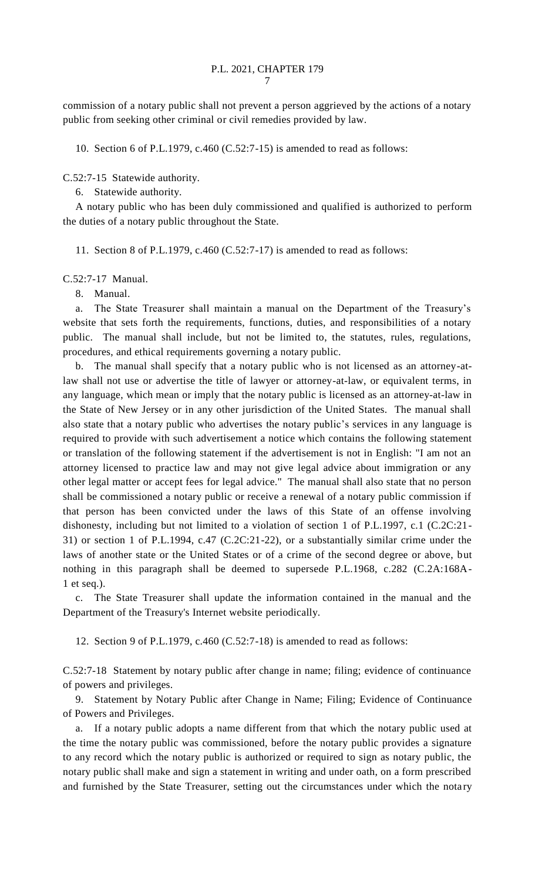commission of a notary public shall not prevent a person aggrieved by the actions of a notary public from seeking other criminal or civil remedies provided by law.

10. Section 6 of P.L.1979, c.460 (C.52:7-15) is amended to read as follows:

C.52:7-15 Statewide authority.

6. Statewide authority.

A notary public who has been duly commissioned and qualified is authorized to perform the duties of a notary public throughout the State.

11. Section 8 of P.L.1979, c.460 (C.52:7-17) is amended to read as follows:

C.52:7-17 Manual.

8. Manual.

a. The State Treasurer shall maintain a manual on the Department of the Treasury's website that sets forth the requirements, functions, duties, and responsibilities of a notary public. The manual shall include, but not be limited to, the statutes, rules, regulations, procedures, and ethical requirements governing a notary public.

b. The manual shall specify that a notary public who is not licensed as an attorney-at-law shall not use or advertise the title of lawyer or attorney-at-law, or equivalent terms, in any language, which mean or imply that the notary public is licensed as an attorney-at-law in the State of New Jersey or in any other jurisdiction of the United States. The manual shall also state that a notary public who advertises the notary public's services in any language is required to provide with such advertisement a notice which contains the following statement or translation of the following statement if the advertisement is not in English: "I am not an attorney licensed to practice law and may not give legal advice about immigration or any other legal matter or accept fees for legal advice." The manual shall also state that no person shall be commissioned a notary public or receive a renewal of a notary public commission if that person has been convicted under the laws of this State of an offense involving dishonesty, including but not limited to a violation of section 1 of P.L.1997, c.1 (C.2C:21-31) or section 1 of P.L.1994, c.47 (C.2C:21-22), or a substantially similar crime under the laws of another state or the United States or of a crime of the second degree or above, but nothing in this paragraph shall be deemed to supersede P.L.1968, c.282 (C.2A:168A-1 et seq.).

c. The State Treasurer shall update the information contained in the manual and the Department of the Treasury's Internet website periodically.

12. Section 9 of P.L.1979, c.460 (C.52:7-18) is amended to read as follows:

C.52:7-18 Statement by notary public after change in name; filing; evidence of continuance of powers and privileges.

9. Statement by Notary Public after Change in Name; Filing; Evidence of Continuance of Powers and Privileges.

a. If a notary public adopts a name different from that which the notary public used at the time the notary public was commissioned, before the notary public provides a signature to any record which the notary public is authorized or required to sign as notary public, the notary public shall make and sign a statement in writing and under oath, on a form prescribed and furnished by the State Treasurer, setting out the circumstances under which the notary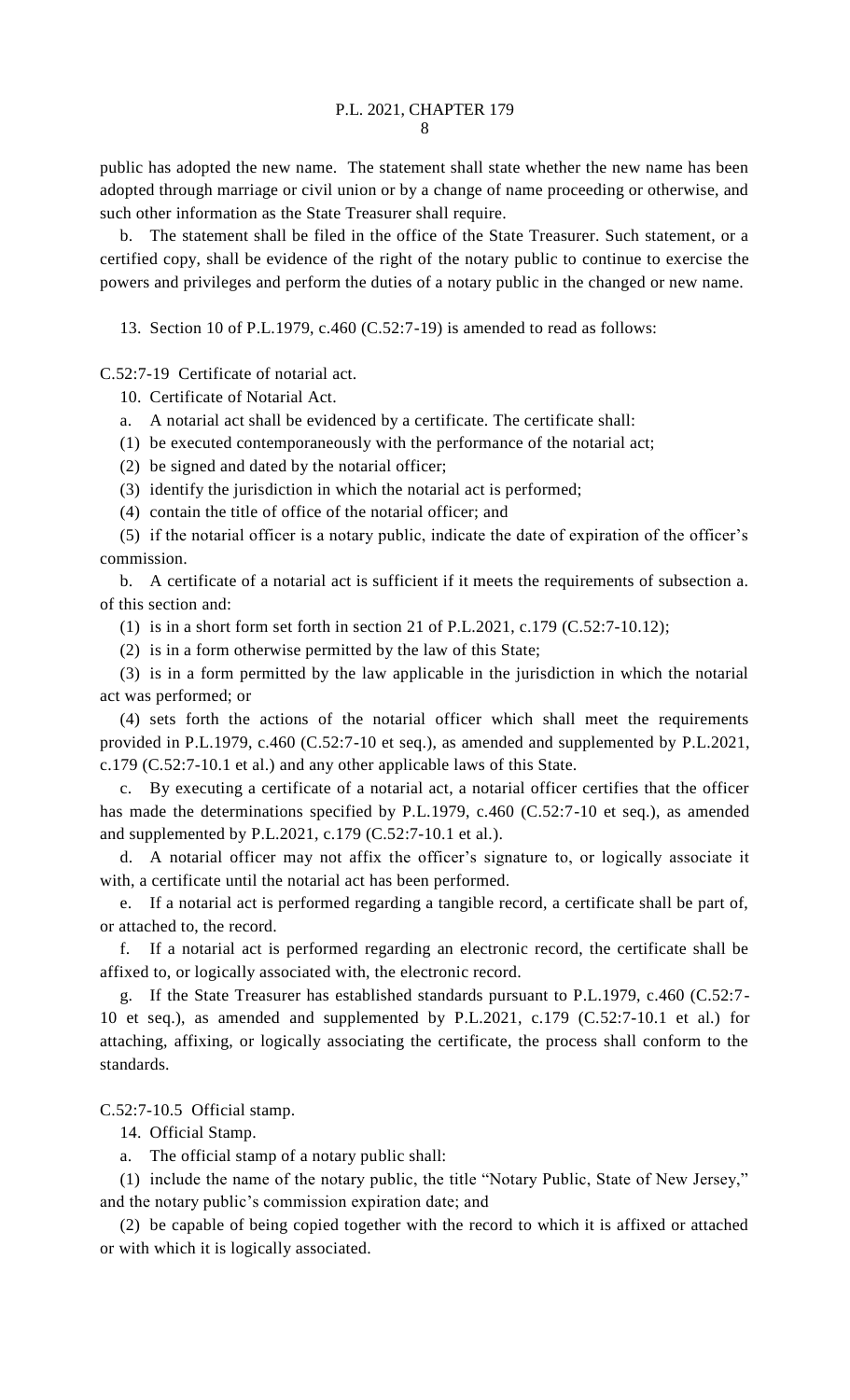public has adopted the new name. The statement shall state whether the new name has been adopted through marriage or civil union or by a change of name proceeding or otherwise, and such other information as the State Treasurer shall require.

b. The statement shall be filed in the office of the State Treasurer. Such statement, or a certified copy, shall be evidence of the right of the notary public to continue to exercise the powers and privileges and perform the duties of a notary public in the changed or new name.

13. Section 10 of P.L.1979, c.460 (C.52:7-19) is amended to read as follows:

C.52:7-19 Certificate of notarial act.

10. Certificate of Notarial Act.

a. A notarial act shall be evidenced by a certificate. The certificate shall:

(1) be executed contemporaneously with the performance of the notarial act;

(2) be signed and dated by the notarial officer;

(3) identify the jurisdiction in which the notarial act is performed;

(4) contain the title of office of the notarial officer; and

(5) if the notarial officer is a notary public, indicate the date of expiration of the officer's commission.

b. A certificate of a notarial act is sufficient if it meets the requirements of subsection a. of this section and:

(1) is in a short form set forth in section 21 of P.L.2021, c.179 (C.52:7-10.12);

(2) is in a form otherwise permitted by the law of this State;

(3) is in a form permitted by the law applicable in the jurisdiction in which the notarial act was performed; or

(4) sets forth the actions of the notarial officer which shall meet the requirements provided in P.L.1979, c.460 (C.52:7-10 et seq.), as amended and supplemented by P.L.2021, c.179 (C.52:7-10.1 et al.) and any other applicable laws of this State.

c. By executing a certificate of a notarial act, a notarial officer certifies that the officer has made the determinations specified by P.L.1979, c.460 (C.52:7-10 et seq.), as amended and supplemented by P.L.2021, c.179 (C.52:7-10.1 et al.).

d. A notarial officer may not affix the officer's signature to, or logically associate it with, a certificate until the notarial act has been performed.

e. If a notarial act is performed regarding a tangible record, a certificate shall be part of, or attached to, the record.

f. If a notarial act is performed regarding an electronic record, the certificate shall be affixed to, or logically associated with, the electronic record.

g. If the State Treasurer has established standards pursuant to P.L.1979, c.460 (C.52:7-10 et seq.), as amended and supplemented by P.L.2021, c.179 (C.52:7-10.1 et al.) for attaching, affixing, or logically associating the certificate, the process shall conform to the standards.

C.52:7-10.5 Official stamp.

14. Official Stamp.

a. The official stamp of a notary public shall:

(1) include the name of the notary public, the title "Notary Public, State of New Jersey," and the notary public's commission expiration date; and

(2) be capable of being copied together with the record to which it is affixed or attached or with which it is logically associated.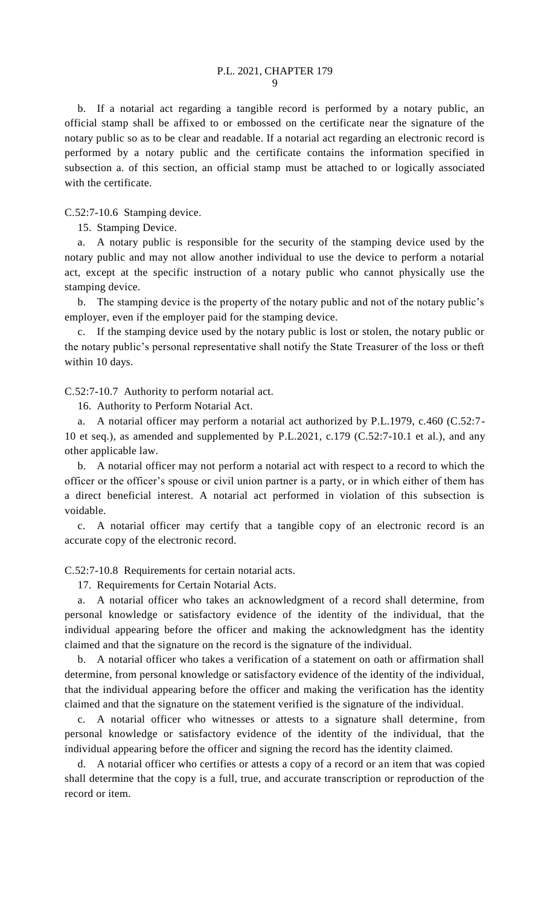b. If a notarial act regarding a tangible record is performed by a notary public, an official stamp shall be affixed to or embossed on the certificate near the signature of the notary public so as to be clear and readable. If a notarial act regarding an electronic record is performed by a notary public and the certificate contains the information specified in subsection a. of this section, an official stamp must be attached to or logically associated with the certificate.

C.52:7-10.6 Stamping device.

15. Stamping Device.

a. A notary public is responsible for the security of the stamping device used by the notary public and may not allow another individual to use the device to perform a notarial act, except at the specific instruction of a notary public who cannot physically use the stamping device.

b. The stamping device is the property of the notary public and not of the notary public's employer, even if the employer paid for the stamping device.

c. If the stamping device used by the notary public is lost or stolen, the notary public or the notary public's personal representative shall notify the State Treasurer of the loss or theft within 10 days.

C.52:7-10.7 Authority to perform notarial act.

16. Authority to Perform Notarial Act.

a. A notarial officer may perform a notarial act authorized by P.L.1979, c.460 (C.52:7-10 et seq.), as amended and supplemented by P.L.2021, c.179 (C.52:7-10.1 et al.), and any other applicable law.

b. A notarial officer may not perform a notarial act with respect to a record to which the officer or the officer's spouse or civil union partner is a party, or in which either of them has a direct beneficial interest. A notarial act performed in violation of this subsection is voidable.

c. A notarial officer may certify that a tangible copy of an electronic record is an accurate copy of the electronic record.

C.52:7-10.8 Requirements for certain notarial acts.

17. Requirements for Certain Notarial Acts.

a. A notarial officer who takes an acknowledgment of a record shall determine, from personal knowledge or satisfactory evidence of the identity of the individual, that the individual appearing before the officer and making the acknowledgment has the identity claimed and that the signature on the record is the signature of the individual.

b. A notarial officer who takes a verification of a statement on oath or affirmation shall determine, from personal knowledge or satisfactory evidence of the identity of the individual, that the individual appearing before the officer and making the verification has the identity claimed and that the signature on the statement verified is the signature of the individual.

c. A notarial officer who witnesses or attests to a signature shall determine, from personal knowledge or satisfactory evidence of the identity of the individual, that the individual appearing before the officer and signing the record has the identity claimed.

d. A notarial officer who certifies or attests a copy of a record or an item that was copied shall determine that the copy is a full, true, and accurate transcription or reproduction of the record or item.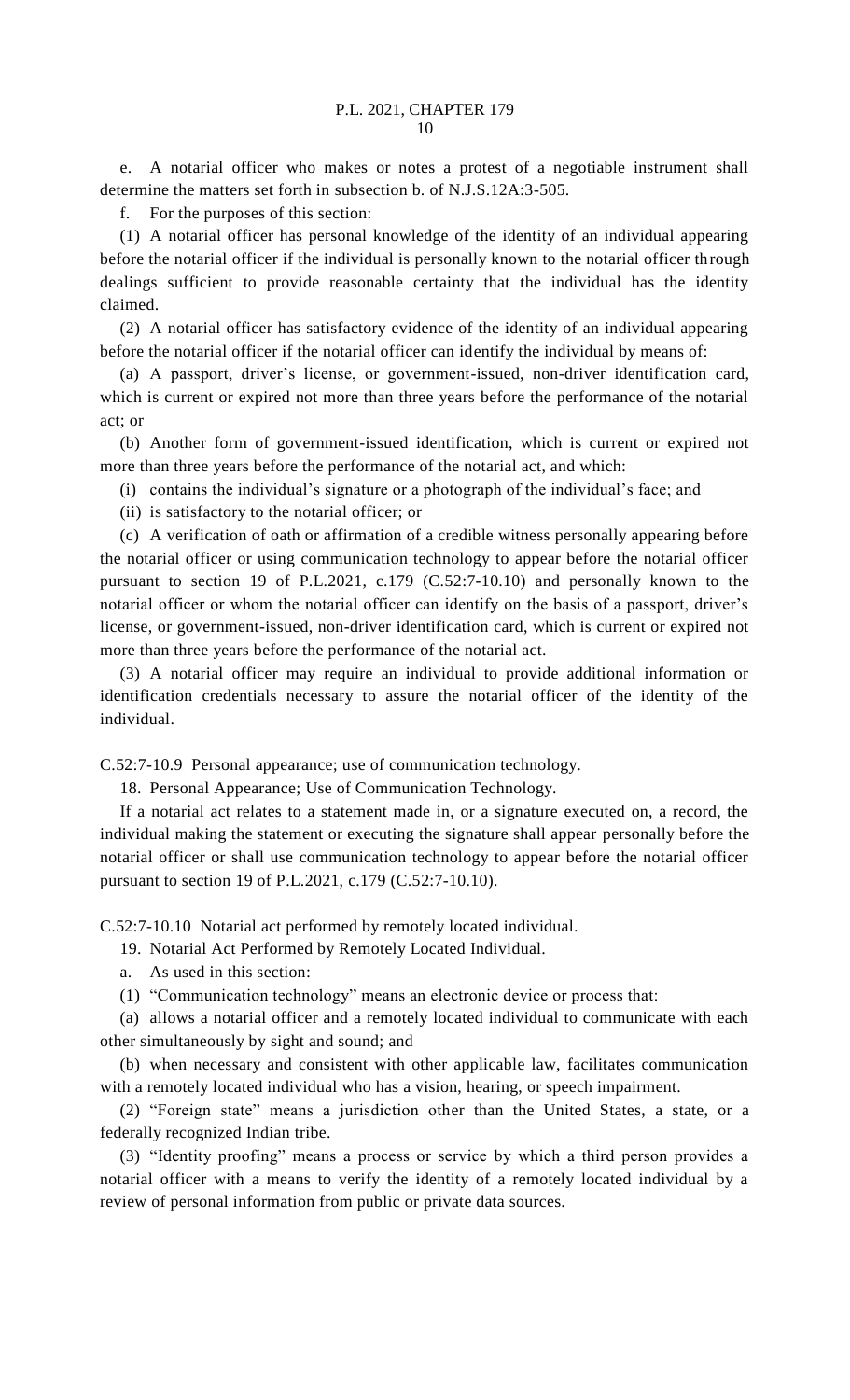e. A notarial officer who makes or notes a protest of a negotiable instrument shall determine the matters set forth in subsection b. of N.J.S.12A:3-505.

f. For the purposes of this section:

(1) A notarial officer has personal knowledge of the identity of an individual appearing before the notarial officer if the individual is personally known to the notarial officer through dealings sufficient to provide reasonable certainty that the individual has the identity claimed.

(2) A notarial officer has satisfactory evidence of the identity of an individual appearing before the notarial officer if the notarial officer can identify the individual by means of:

(a) A passport, driver's license, or government-issued, non-driver identification card, which is current or expired not more than three years before the performance of the notarial act; or

(b) Another form of government-issued identification, which is current or expired not more than three years before the performance of the notarial act, and which:

(i) contains the individual's signature or a photograph of the individual's face; and

(ii) is satisfactory to the notarial officer; or

(c) A verification of oath or affirmation of a credible witness personally appearing before the notarial officer or using communication technology to appear before the notarial officer pursuant to section 19 of P.L.2021, c.179 (C.52:7-10.10) and personally known to the notarial officer or whom the notarial officer can identify on the basis of a passport, driver's license, or government-issued, non-driver identification card, which is current or expired not more than three years before the performance of the notarial act.

(3) A notarial officer may require an individual to provide additional information or identification credentials necessary to assure the notarial officer of the identity of the individual.

C.52:7-10.9 Personal appearance; use of communication technology.

18. Personal Appearance; Use of Communication Technology.

If a notarial act relates to a statement made in, or a signature executed on, a record, the individual making the statement or executing the signature shall appear personally before the notarial officer or shall use communication technology to appear before the notarial officer pursuant to section 19 of P.L.2021, c.179 (C.52:7-10.10).

C.52:7-10.10 Notarial act performed by remotely located individual.

19. Notarial Act Performed by Remotely Located Individual.

a. As used in this section:

(1) "Communication technology" means an electronic device or process that:

(a) allows a notarial officer and a remotely located individual to communicate with each other simultaneously by sight and sound; and

(b) when necessary and consistent with other applicable law, facilitates communication with a remotely located individual who has a vision, hearing, or speech impairment.

(2) "Foreign state" means a jurisdiction other than the United States, a state, or a federally recognized Indian tribe.

(3) "Identity proofing" means a process or service by which a third person provides a notarial officer with a means to verify the identity of a remotely located individual by a review of personal information from public or private data sources.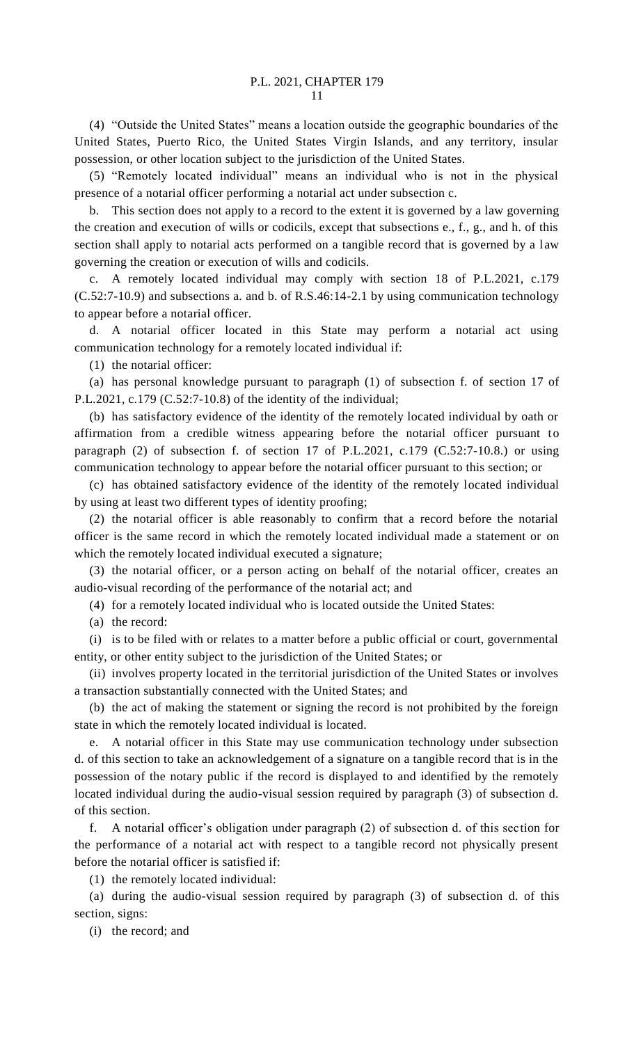(4) "Outside the United States" means a location outside the geographic boundaries of the United States, Puerto Rico, the United States Virgin Islands, and any territory, insular possession, or other location subject to the jurisdiction of the United States.

(5) "Remotely located individual" means an individual who is not in the physical presence of a notarial officer performing a notarial act under subsection c.

b. This section does not apply to a record to the extent it is governed by a law governing the creation and execution of wills or codicils, except that subsections e., f., g., and h. of this section shall apply to notarial acts performed on a tangible record that is governed by a law governing the creation or execution of wills and codicils.

c. A remotely located individual may comply with section 18 of P.L.2021, c.179 (C.52:7-10.9) and subsections a. and b. of R.S.46:14-2.1 by using communication technology to appear before a notarial officer.

d. A notarial officer located in this State may perform a notarial act using communication technology for a remotely located individual if:

(1) the notarial officer:

(a) has personal knowledge pursuant to paragraph (1) of subsection f. of section 17 of P.L.2021, c.179 (C.52:7-10.8) of the identity of the individual;

(b) has satisfactory evidence of the identity of the remotely located individual by oath or affirmation from a credible witness appearing before the notarial officer pursuant to paragraph (2) of subsection f. of section 17 of P.L.2021, c.179 (C.52:7-10.8.) or using communication technology to appear before the notarial officer pursuant to this section; or

(c) has obtained satisfactory evidence of the identity of the remotely located individual by using at least two different types of identity proofing;

(2) the notarial officer is able reasonably to confirm that a record before the notarial officer is the same record in which the remotely located individual made a statement or on which the remotely located individual executed a signature;

(3) the notarial officer, or a person acting on behalf of the notarial officer, creates an audio-visual recording of the performance of the notarial act; and

(4) for a remotely located individual who is located outside the United States:

(a) the record:

(i) is to be filed with or relates to a matter before a public official or court, governmental entity, or other entity subject to the jurisdiction of the United States; or

(ii) involves property located in the territorial jurisdiction of the United States or involves a transaction substantially connected with the United States; and

(b) the act of making the statement or signing the record is not prohibited by the foreign state in which the remotely located individual is located.

e. A notarial officer in this State may use communication technology under subsection d. of this section to take an acknowledgement of a signature on a tangible record that is in the possession of the notary public if the record is displayed to and identified by the remotely located individual during the audio-visual session required by paragraph (3) of subsection d. of this section.

f. A notarial officer's obligation under paragraph (2) of subsection d. of this section for the performance of a notarial act with respect to a tangible record not physically present before the notarial officer is satisfied if:

(1) the remotely located individual:

(a) during the audio-visual session required by paragraph (3) of subsection d. of this section, signs:

(i) the record; and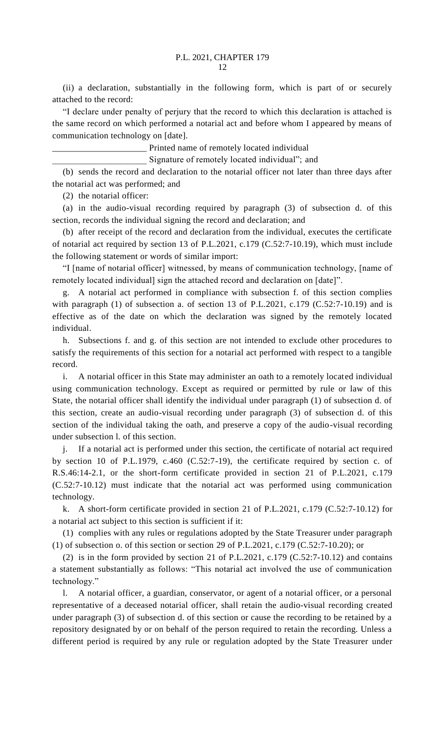(ii) a declaration, substantially in the following form, which is part of or securely attached to the record:

"I declare under penalty of perjury that the record to which this declaration is attached is the same record on which performed a notarial act and before whom I appeared by means of communication technology on [date].

_____________________ Printed name of remotely located individual

_____________________ Signature of remotely located individual"; and

(b) sends the record and declaration to the notarial officer not later than three days after the notarial act was performed; and

(2) the notarial officer:

(a) in the audio-visual recording required by paragraph (3) of subsection d. of this section, records the individual signing the record and declaration; and

(b) after receipt of the record and declaration from the individual, executes the certificate of notarial act required by section 13 of P.L.2021, c.179 (C.52:7-10.19), which must include the following statement or words of similar import:

"I [name of notarial officer] witnessed, by means of communication technology, [name of remotely located individual] sign the attached record and declaration on [date]".

g. A notarial act performed in compliance with subsection f. of this section complies with paragraph (1) of subsection a. of section 13 of P.L.2021, c.179 (C.52:7-10.19) and is effective as of the date on which the declaration was signed by the remotely located individual.

h. Subsections f. and g. of this section are not intended to exclude other procedures to satisfy the requirements of this section for a notarial act performed with respect to a tangible record.

i. A notarial officer in this State may administer an oath to a remotely located individual using communication technology. Except as required or permitted by rule or law of this State, the notarial officer shall identify the individual under paragraph (1) of subsection d. of this section, create an audio-visual recording under paragraph (3) of subsection d. of this section of the individual taking the oath, and preserve a copy of the audio-visual recording under subsection l. of this section.

j. If a notarial act is performed under this section, the certificate of notarial act required by section 10 of P.L.1979, c.460 (C.52:7-19), the certificate required by section c. of R.S.46:14-2.1, or the short-form certificate provided in section 21 of P.L.2021, c.179 (C.52:7-10.12) must indicate that the notarial act was performed using communication technology.

k. A short-form certificate provided in section 21 of P.L.2021, c.179 (C.52:7-10.12) for a notarial act subject to this section is sufficient if it:

(1) complies with any rules or regulations adopted by the State Treasurer under paragraph (1) of subsection o. of this section or section 29 of P.L.2021, c.179 (C.52:7-10.20); or

(2) is in the form provided by section 21 of P.L.2021, c.179 (C.52:7-10.12) and contains a statement substantially as follows: "This notarial act involved the use of communication technology."

l. A notarial officer, a guardian, conservator, or agent of a notarial officer, or a personal representative of a deceased notarial officer, shall retain the audio-visual recording created under paragraph (3) of subsection d. of this section or cause the recording to be retained by a repository designated by or on behalf of the person required to retain the recording. Unless a different period is required by any rule or regulation adopted by the State Treasurer under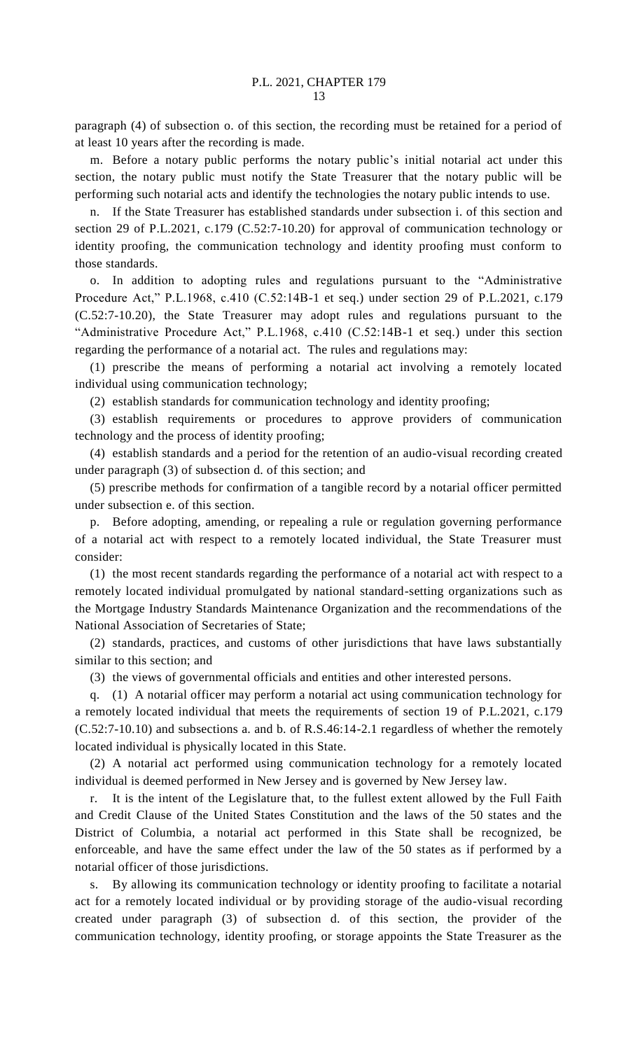paragraph (4) of subsection o. of this section, the recording must be retained for a period of at least 10 years after the recording is made.

m. Before a notary public performs the notary public's initial notarial act under this section, the notary public must notify the State Treasurer that the notary public will be performing such notarial acts and identify the technologies the notary public intends to use.

n. If the State Treasurer has established standards under subsection i. of this section and section 29 of P.L.2021, c.179 (C.52:7-10.20) for approval of communication technology or identity proofing, the communication technology and identity proofing must conform to those standards.

o. In addition to adopting rules and regulations pursuant to the "Administrative Procedure Act," P.L.1968, c.410 (C.52:14B-1 et seq.) under section 29 of P.L.2021, c.179 (C.52:7-10.20), the State Treasurer may adopt rules and regulations pursuant to the "Administrative Procedure Act," P.L.1968, c.410 (C.52:14B-1 et seq.) under this section regarding the performance of a notarial act. The rules and regulations may:

(1) prescribe the means of performing a notarial act involving a remotely located individual using communication technology;

(2) establish standards for communication technology and identity proofing;

(3) establish requirements or procedures to approve providers of communication technology and the process of identity proofing;

(4) establish standards and a period for the retention of an audio-visual recording created under paragraph (3) of subsection d. of this section; and

(5) prescribe methods for confirmation of a tangible record by a notarial officer permitted under subsection e. of this section.

p. Before adopting, amending, or repealing a rule or regulation governing performance of a notarial act with respect to a remotely located individual, the State Treasurer must consider:

(1) the most recent standards regarding the performance of a notarial act with respect to a remotely located individual promulgated by national standard-setting organizations such as the Mortgage Industry Standards Maintenance Organization and the recommendations of the National Association of Secretaries of State;

(2) standards, practices, and customs of other jurisdictions that have laws substantially similar to this section; and

(3) the views of governmental officials and entities and other interested persons.

q. (1) A notarial officer may perform a notarial act using communication technology for a remotely located individual that meets the requirements of section 19 of P.L.2021, c.179 (C.52:7-10.10) and subsections a. and b. of R.S.46:14-2.1 regardless of whether the remotely located individual is physically located in this State.

(2) A notarial act performed using communication technology for a remotely located individual is deemed performed in New Jersey and is governed by New Jersey law.

r. It is the intent of the Legislature that, to the fullest extent allowed by the Full Faith and Credit Clause of the United States Constitution and the laws of the 50 states and the District of Columbia, a notarial act performed in this State shall be recognized, be enforceable, and have the same effect under the law of the 50 states as if performed by a notarial officer of those jurisdictions.

s. By allowing its communication technology or identity proofing to facilitate a notarial act for a remotely located individual or by providing storage of the audio-visual recording created under paragraph (3) of subsection d. of this section, the provider of the communication technology, identity proofing, or storage appoints the State Treasurer as the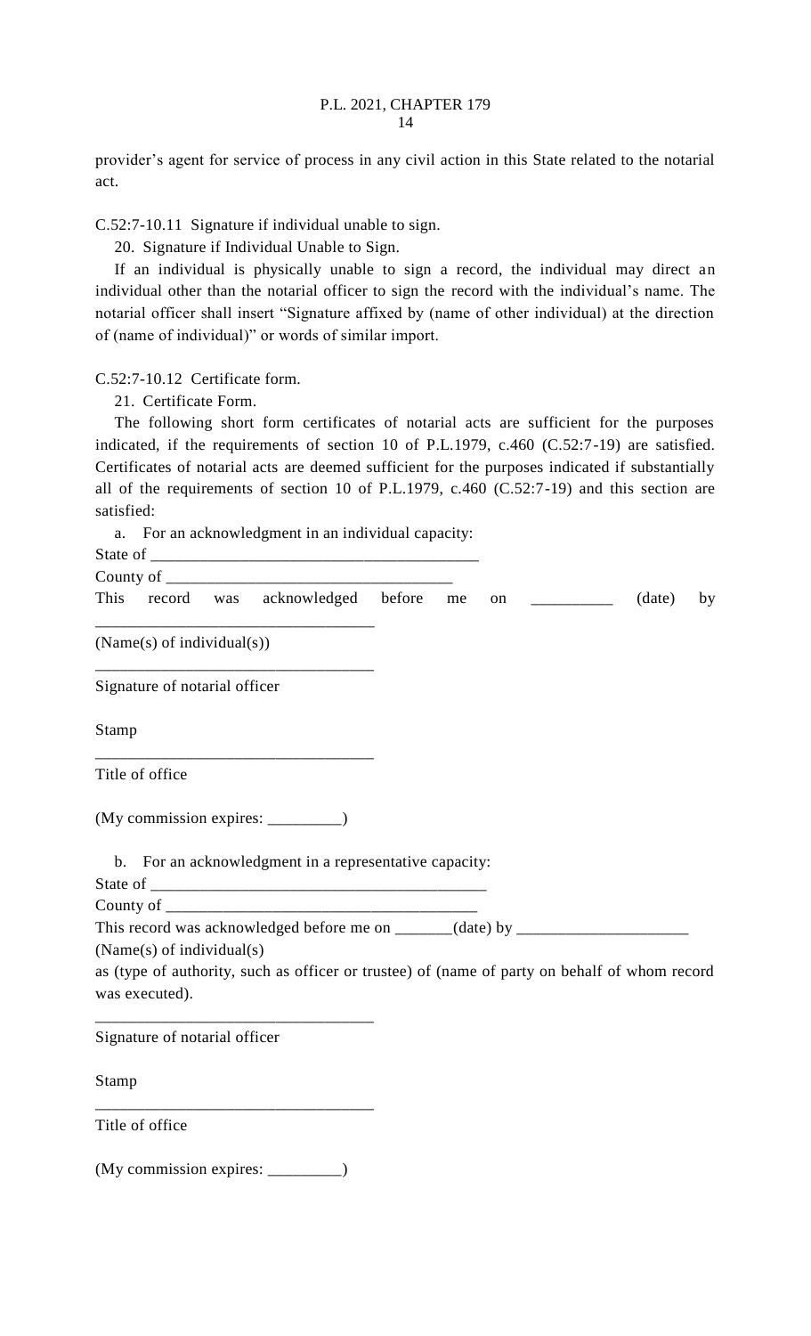provider's agent for service of process in any civil action in this State related to the notarial act.

C.52:7-10.11 Signature if individual unable to sign.

20. Signature if Individual Unable to Sign.

If an individual is physically unable to sign a record, the individual may direct an individual other than the notarial officer to sign the record with the individual's name. The notarial officer shall insert "Signature affixed by (name of other individual) at the direction of (name of individual)" or words of similar import.

C.52:7-10.12 Certificate form.

21. Certificate Form.

The following short form certificates of notarial acts are sufficient for the purposes indicated, if the requirements of section 10 of P.L.1979, c.460 (C.52:7-19) are satisfied. Certificates of notarial acts are deemed sufficient for the purposes indicated if substantially all of the requirements of section 10 of P.L.1979, c.460 (C.52:7-19) and this section are satisfied:

a. For an acknowledgment in an individual capacity:

State of ________________________________________

County of ____________________________________

This record was acknowledged before me on __________ (date) by

__________________________________

(Name(s) of individual(s))

__________________________________

Signature of notarial officer

Stamp

__________________________________

Title of office

(My commission expires: _________)

b. For an acknowledgment in a representative capacity:

State of ________________________________________

County of ______________________________________

This record was acknowledged before me on _______(date) by _____________________

(Name(s) of individual(s)

as (type of authority, such as officer or trustee) of (name of party on behalf of whom record was executed).

__________________________________

Signature of notarial officer

Stamp

__________________________________

Title of office

(My commission expires: _________)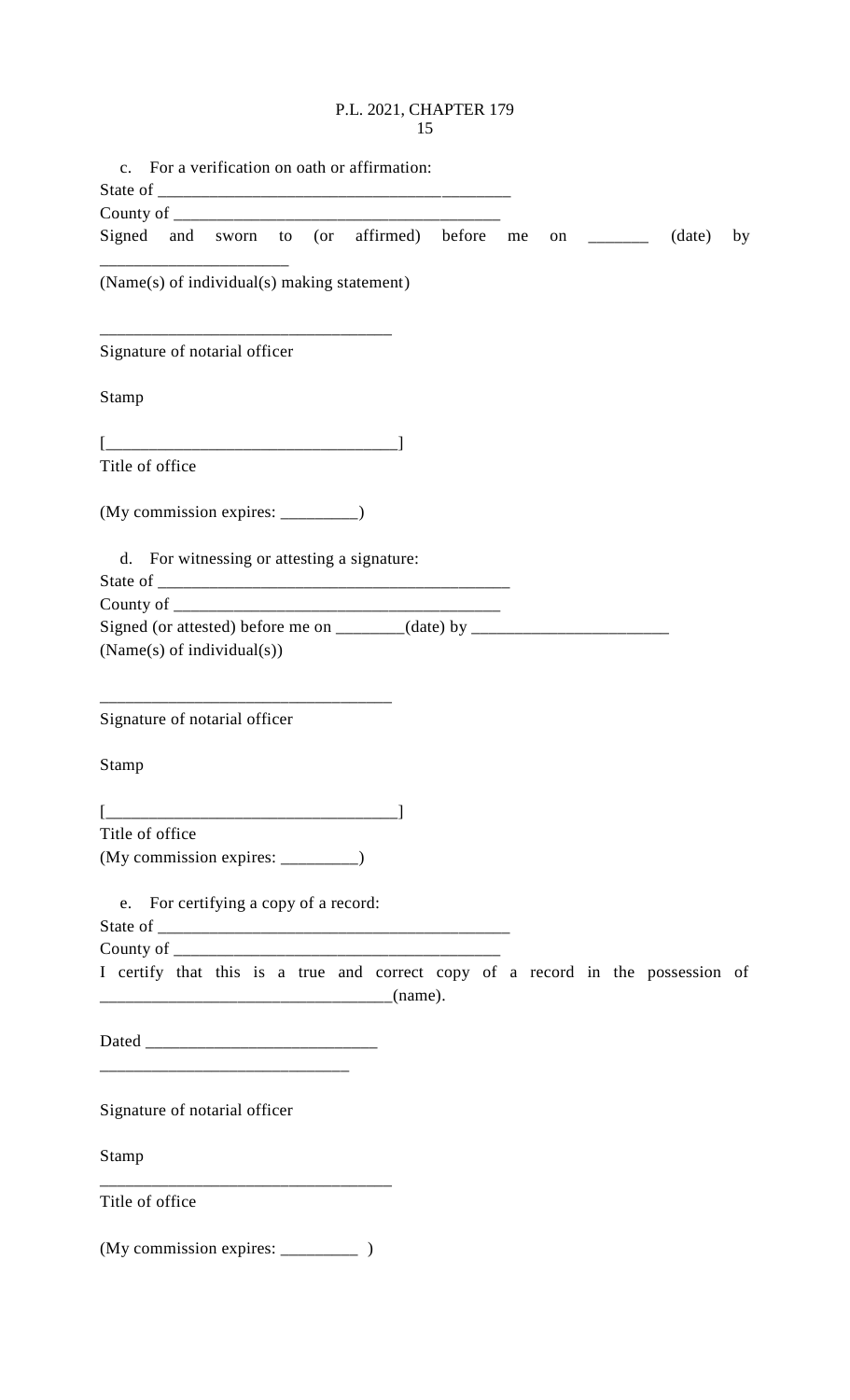c. For a verification on oath or affirmation:

State of ________________________________________

County of ______________________________________

Signed and sworn to (or affirmed) before me on _______ (date) by ______________________

(Name(s) of individual(s) making statement)

__________________________________

Signature of notarial officer

Stamp

[__________________________________]

Title of office

(My commission expires: _________)

d. For witnessing or attesting a signature:

State of ________________________________________

County of ______________________________________

Signed (or attested) before me on ________(date) by _______________________

(Name(s) of individual(s))

__________________________________

Signature of notarial officer

Stamp

[__________________________________]

Title of office

(My commission expires: _________)

e. For certifying a copy of a record:

State of ________________________________________

County of ______________________________________

I certify that this is a true and correct copy of a record in the possession of _________________________________(name).

Dated ___________________________

_____________________________

Signature of notarial officer

Stamp

__________________________________

Title of office

(My commission expires: _________ )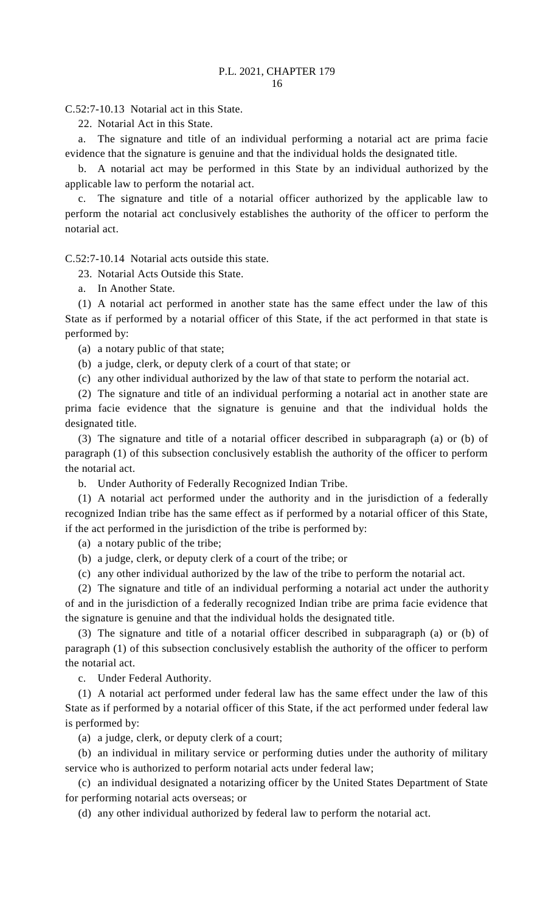C.52:7-10.13 Notarial act in this State.

22. Notarial Act in this State.

a. The signature and title of an individual performing a notarial act are prima facie evidence that the signature is genuine and that the individual holds the designated title.

b. A notarial act may be performed in this State by an individual authorized by the applicable law to perform the notarial act.

c. The signature and title of a notarial officer authorized by the applicable law to perform the notarial act conclusively establishes the authority of the officer to perform the notarial act.

C.52:7-10.14 Notarial acts outside this state.

23. Notarial Acts Outside this State.

a. In Another State.

(1) A notarial act performed in another state has the same effect under the law of this State as if performed by a notarial officer of this State, if the act performed in that state is performed by:

(a) a notary public of that state;

(b) a judge, clerk, or deputy clerk of a court of that state; or

(c) any other individual authorized by the law of that state to perform the notarial act.

(2) The signature and title of an individual performing a notarial act in another state are prima facie evidence that the signature is genuine and that the individual holds the designated title.

(3) The signature and title of a notarial officer described in subparagraph (a) or (b) of paragraph (1) of this subsection conclusively establish the authority of the officer to perform the notarial act.

b. Under Authority of Federally Recognized Indian Tribe.

(1) A notarial act performed under the authority and in the jurisdiction of a federally recognized Indian tribe has the same effect as if performed by a notarial officer of this State, if the act performed in the jurisdiction of the tribe is performed by:

(a) a notary public of the tribe;

(b) a judge, clerk, or deputy clerk of a court of the tribe; or

(c) any other individual authorized by the law of the tribe to perform the notarial act.

(2) The signature and title of an individual performing a notarial act under the authority of and in the jurisdiction of a federally recognized Indian tribe are prima facie evidence that the signature is genuine and that the individual holds the designated title.

(3) The signature and title of a notarial officer described in subparagraph (a) or (b) of paragraph (1) of this subsection conclusively establish the authority of the officer to perform the notarial act.

c. Under Federal Authority.

(1) A notarial act performed under federal law has the same effect under the law of this State as if performed by a notarial officer of this State, if the act performed under federal law is performed by:

(a) a judge, clerk, or deputy clerk of a court;

(b) an individual in military service or performing duties under the authority of military service who is authorized to perform notarial acts under federal law;

(c) an individual designated a notarizing officer by the United States Department of State for performing notarial acts overseas; or

(d) any other individual authorized by federal law to perform the notarial act.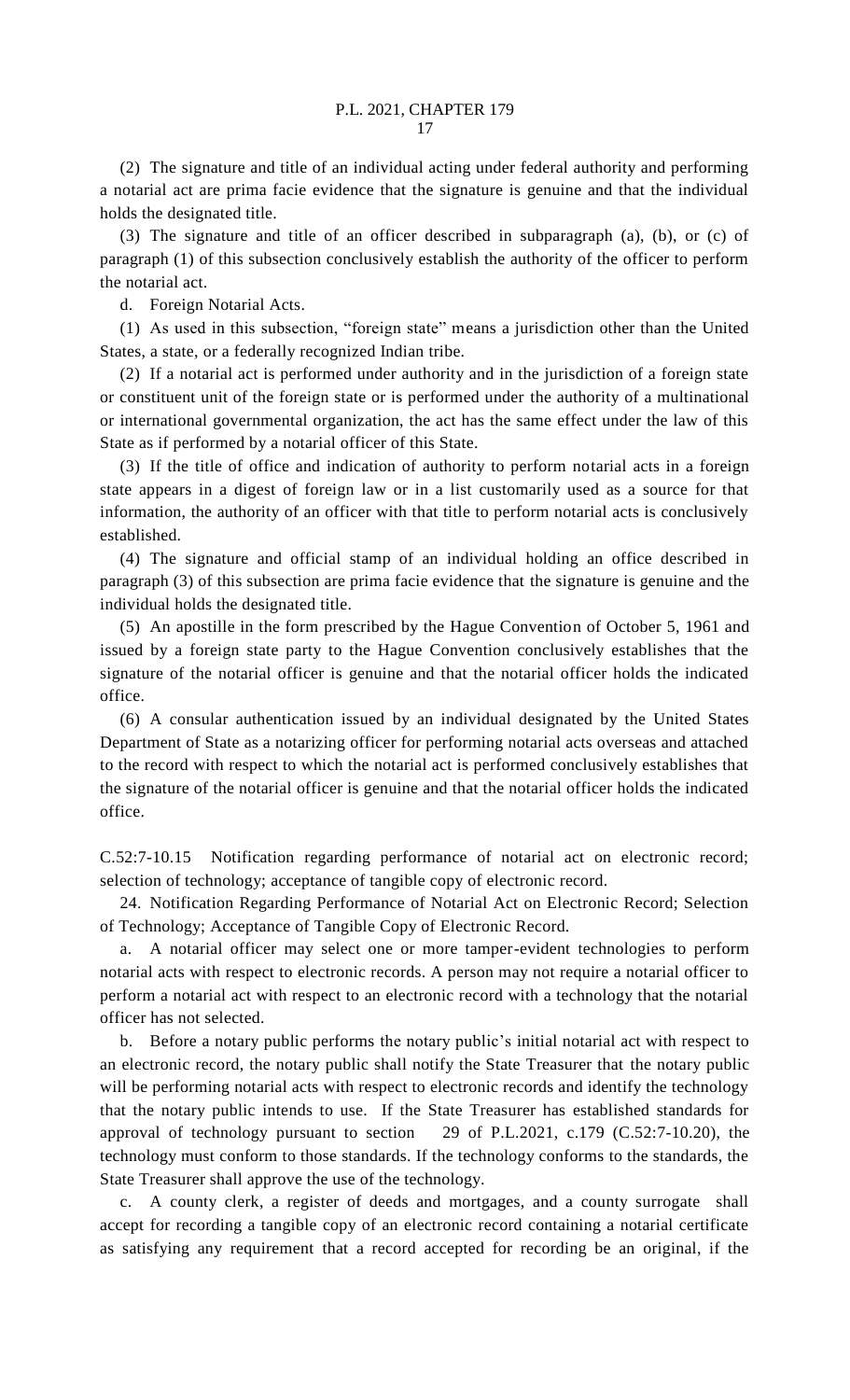(2) The signature and title of an individual acting under federal authority and performing a notarial act are prima facie evidence that the signature is genuine and that the individual holds the designated title.

(3) The signature and title of an officer described in subparagraph (a), (b), or (c) of paragraph (1) of this subsection conclusively establish the authority of the officer to perform the notarial act.

d. Foreign Notarial Acts.

(1) As used in this subsection, "foreign state" means a jurisdiction other than the United States, a state, or a federally recognized Indian tribe.

(2) If a notarial act is performed under authority and in the jurisdiction of a foreign state or constituent unit of the foreign state or is performed under the authority of a multinational or international governmental organization, the act has the same effect under the law of this State as if performed by a notarial officer of this State.

(3) If the title of office and indication of authority to perform notarial acts in a foreign state appears in a digest of foreign law or in a list customarily used as a source for that information, the authority of an officer with that title to perform notarial acts is conclusively established.

(4) The signature and official stamp of an individual holding an office described in paragraph (3) of this subsection are prima facie evidence that the signature is genuine and the individual holds the designated title.

(5) An apostille in the form prescribed by the Hague Convention of October 5, 1961 and issued by a foreign state party to the Hague Convention conclusively establishes that the signature of the notarial officer is genuine and that the notarial officer holds the indicated office.

(6) A consular authentication issued by an individual designated by the United States Department of State as a notarizing officer for performing notarial acts overseas and attached to the record with respect to which the notarial act is performed conclusively establishes that the signature of the notarial officer is genuine and that the notarial officer holds the indicated office.

C.52:7-10.15 Notification regarding performance of notarial act on electronic record; selection of technology; acceptance of tangible copy of electronic record.

24. Notification Regarding Performance of Notarial Act on Electronic Record; Selection of Technology; Acceptance of Tangible Copy of Electronic Record.

a. A notarial officer may select one or more tamper-evident technologies to perform notarial acts with respect to electronic records. A person may not require a notarial officer to perform a notarial act with respect to an electronic record with a technology that the notarial officer has not selected.

b. Before a notary public performs the notary public's initial notarial act with respect to an electronic record, the notary public shall notify the State Treasurer that the notary public will be performing notarial acts with respect to electronic records and identify the technology that the notary public intends to use. If the State Treasurer has established standards for approval of technology pursuant to section 29 of P.L.2021, c.179 (C.52:7-10.20), the technology must conform to those standards. If the technology conforms to the standards, the State Treasurer shall approve the use of the technology.

c. A county clerk, a register of deeds and mortgages, and a county surrogate shall accept for recording a tangible copy of an electronic record containing a notarial certificate as satisfying any requirement that a record accepted for recording be an original, if the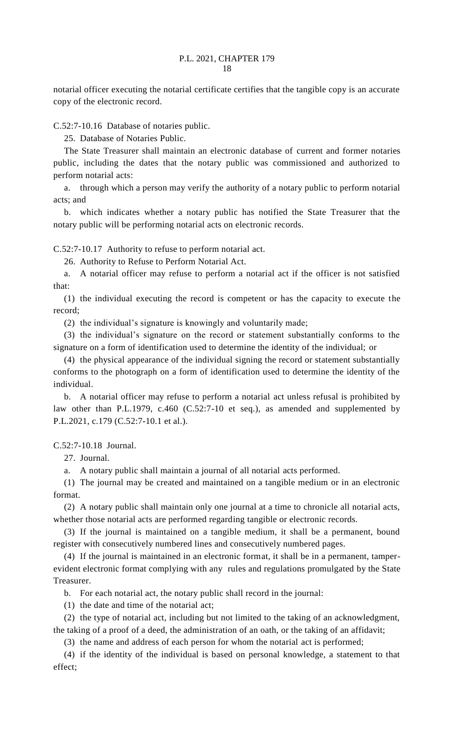notarial officer executing the notarial certificate certifies that the tangible copy is an accurate copy of the electronic record.

C.52:7-10.16 Database of notaries public.

25. Database of Notaries Public.

The State Treasurer shall maintain an electronic database of current and former notaries public, including the dates that the notary public was commissioned and authorized to perform notarial acts:

a. through which a person may verify the authority of a notary public to perform notarial acts; and

b. which indicates whether a notary public has notified the State Treasurer that the notary public will be performing notarial acts on electronic records.

C.52:7-10.17 Authority to refuse to perform notarial act.

26. Authority to Refuse to Perform Notarial Act.

a. A notarial officer may refuse to perform a notarial act if the officer is not satisfied that:

(1) the individual executing the record is competent or has the capacity to execute the record;

(2) the individual's signature is knowingly and voluntarily made;

(3) the individual's signature on the record or statement substantially conforms to the signature on a form of identification used to determine the identity of the individual; or

(4) the physical appearance of the individual signing the record or statement substantially conforms to the photograph on a form of identification used to determine the identity of the individual.

b. A notarial officer may refuse to perform a notarial act unless refusal is prohibited by law other than P.L.1979, c.460 (C.52:7-10 et seq.), as amended and supplemented by P.L.2021, c.179 (C.52:7-10.1 et al.).

C.52:7-10.18 Journal.

27. Journal.

a. A notary public shall maintain a journal of all notarial acts performed.

(1) The journal may be created and maintained on a tangible medium or in an electronic format.

(2) A notary public shall maintain only one journal at a time to chronicle all notarial acts, whether those notarial acts are performed regarding tangible or electronic records.

(3) If the journal is maintained on a tangible medium, it shall be a permanent, bound register with consecutively numbered lines and consecutively numbered pages.

(4) If the journal is maintained in an electronic format, it shall be in a permanent, tamper-evident electronic format complying with any rules and regulations promulgated by the State Treasurer.

b. For each notarial act, the notary public shall record in the journal:

(1) the date and time of the notarial act;

(2) the type of notarial act, including but not limited to the taking of an acknowledgment, the taking of a proof of a deed, the administration of an oath, or the taking of an affidavit;

(3) the name and address of each person for whom the notarial act is performed;

(4) if the identity of the individual is based on personal knowledge, a statement to that effect;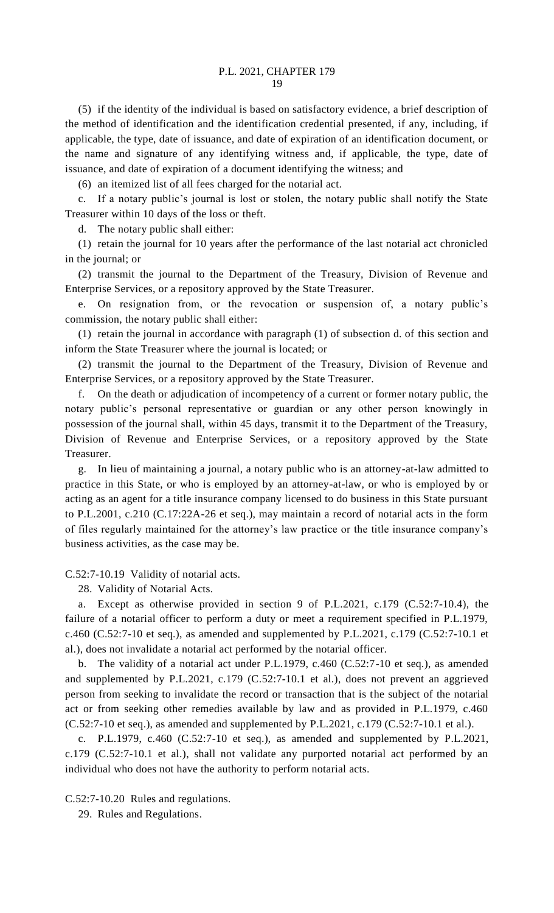(5) if the identity of the individual is based on satisfactory evidence, a brief description of the method of identification and the identification credential presented, if any, including, if applicable, the type, date of issuance, and date of expiration of an identification document, or the name and signature of any identifying witness and, if applicable, the type, date of issuance, and date of expiration of a document identifying the witness; and

(6) an itemized list of all fees charged for the notarial act.

c. If a notary public's journal is lost or stolen, the notary public shall notify the State Treasurer within 10 days of the loss or theft.

d. The notary public shall either:

(1) retain the journal for 10 years after the performance of the last notarial act chronicled in the journal; or

(2) transmit the journal to the Department of the Treasury, Division of Revenue and Enterprise Services, or a repository approved by the State Treasurer.

e. On resignation from, or the revocation or suspension of, a notary public's commission, the notary public shall either:

(1) retain the journal in accordance with paragraph (1) of subsection d. of this section and inform the State Treasurer where the journal is located; or

(2) transmit the journal to the Department of the Treasury, Division of Revenue and Enterprise Services, or a repository approved by the State Treasurer.

f. On the death or adjudication of incompetency of a current or former notary public, the notary public's personal representative or guardian or any other person knowingly in possession of the journal shall, within 45 days, transmit it to the Department of the Treasury, Division of Revenue and Enterprise Services, or a repository approved by the State Treasurer.

g. In lieu of maintaining a journal, a notary public who is an attorney-at-law admitted to practice in this State, or who is employed by an attorney-at-law, or who is employed by or acting as an agent for a title insurance company licensed to do business in this State pursuant to P.L.2001, c.210 (C.17:22A-26 et seq.), may maintain a record of notarial acts in the form of files regularly maintained for the attorney's law practice or the title insurance company's business activities, as the case may be.

C.52:7-10.19 Validity of notarial acts.

28. Validity of Notarial Acts.

a. Except as otherwise provided in section 9 of P.L.2021, c.179 (C.52:7-10.4), the failure of a notarial officer to perform a duty or meet a requirement specified in P.L.1979, c.460 (C.52:7-10 et seq.), as amended and supplemented by P.L.2021, c.179 (C.52:7-10.1 et al.), does not invalidate a notarial act performed by the notarial officer.

b. The validity of a notarial act under P.L.1979, c.460 (C.52:7-10 et seq.), as amended and supplemented by P.L.2021, c.179 (C.52:7-10.1 et al.), does not prevent an aggrieved person from seeking to invalidate the record or transaction that is the subject of the notarial act or from seeking other remedies available by law and as provided in P.L.1979, c.460 (C.52:7-10 et seq.), as amended and supplemented by P.L.2021, c.179 (C.52:7-10.1 et al.).

c. P.L.1979, c.460 (C.52:7-10 et seq.), as amended and supplemented by P.L.2021, c.179 (C.52:7-10.1 et al.), shall not validate any purported notarial act performed by an individual who does not have the authority to perform notarial acts.

C.52:7-10.20 Rules and regulations.

29. Rules and Regulations.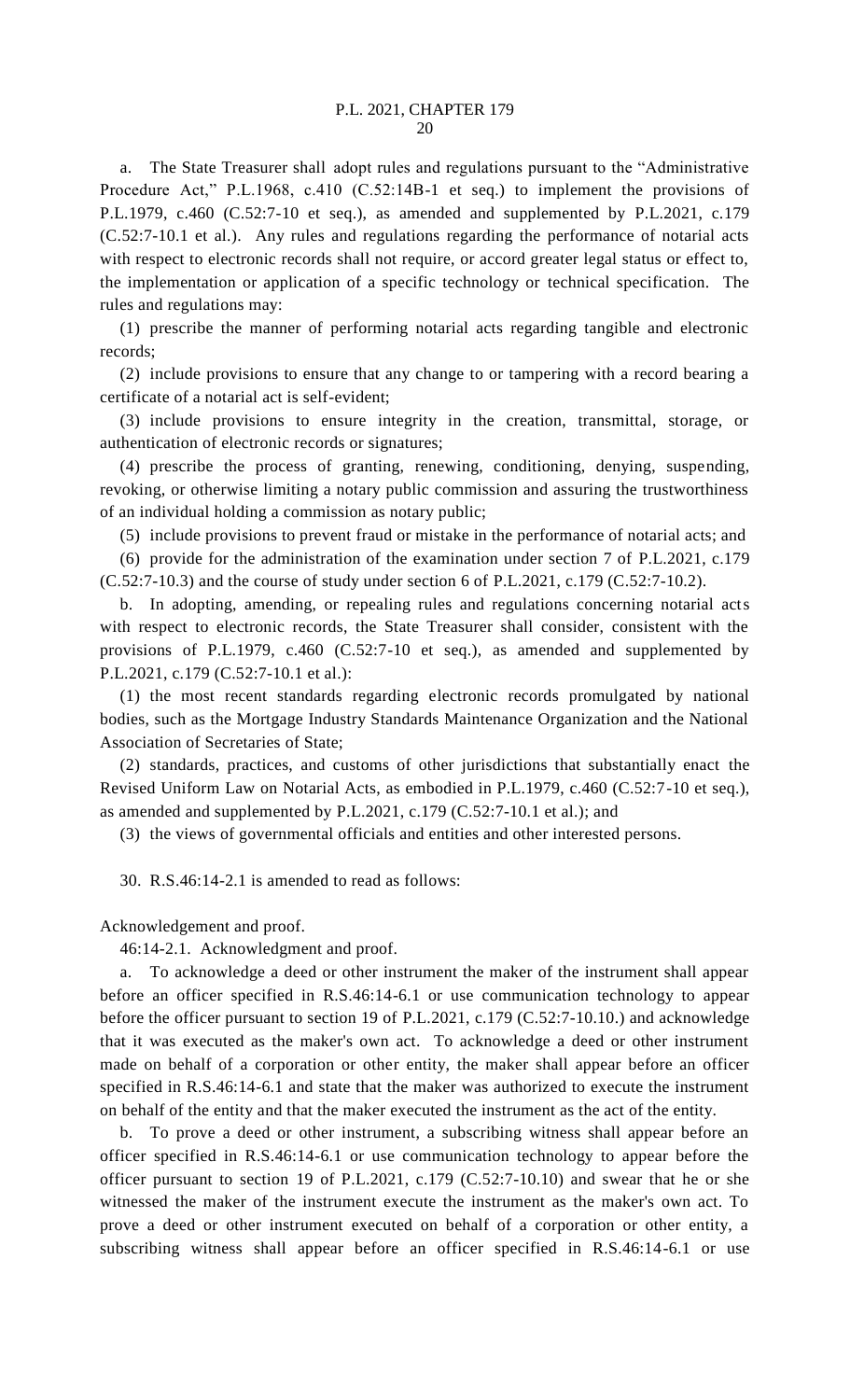a. The State Treasurer shall adopt rules and regulations pursuant to the "Administrative Procedure Act," P.L.1968, c.410 (C.52:14B-1 et seq.) to implement the provisions of P.L.1979, c.460 (C.52:7-10 et seq.), as amended and supplemented by P.L.2021, c.179 (C.52:7-10.1 et al.). Any rules and regulations regarding the performance of notarial acts with respect to electronic records shall not require, or accord greater legal status or effect to, the implementation or application of a specific technology or technical specification. The rules and regulations may:

(1) prescribe the manner of performing notarial acts regarding tangible and electronic records;

(2) include provisions to ensure that any change to or tampering with a record bearing a certificate of a notarial act is self-evident;

(3) include provisions to ensure integrity in the creation, transmittal, storage, or authentication of electronic records or signatures;

(4) prescribe the process of granting, renewing, conditioning, denying, suspending, revoking, or otherwise limiting a notary public commission and assuring the trustworthiness of an individual holding a commission as notary public;

(5) include provisions to prevent fraud or mistake in the performance of notarial acts; and

(6) provide for the administration of the examination under section 7 of P.L.2021, c.179 (C.52:7-10.3) and the course of study under section 6 of P.L.2021, c.179 (C.52:7-10.2).

b. In adopting, amending, or repealing rules and regulations concerning notarial acts with respect to electronic records, the State Treasurer shall consider, consistent with the provisions of P.L.1979, c.460 (C.52:7-10 et seq.), as amended and supplemented by P.L.2021, c.179 (C.52:7-10.1 et al.):

(1) the most recent standards regarding electronic records promulgated by national bodies, such as the Mortgage Industry Standards Maintenance Organization and the National Association of Secretaries of State;

(2) standards, practices, and customs of other jurisdictions that substantially enact the Revised Uniform Law on Notarial Acts, as embodied in P.L.1979, c.460 (C.52:7-10 et seq.), as amended and supplemented by P.L.2021, c.179 (C.52:7-10.1 et al.); and

(3) the views of governmental officials and entities and other interested persons.

30. R.S.46:14-2.1 is amended to read as follows:

Acknowledgement and proof.

46:14-2.1. Acknowledgment and proof.

a. To acknowledge a deed or other instrument the maker of the instrument shall appear before an officer specified in R.S.46:14-6.1 or use communication technology to appear before the officer pursuant to section 19 of P.L.2021, c.179 (C.52:7-10.10.) and acknowledge that it was executed as the maker's own act. To acknowledge a deed or other instrument made on behalf of a corporation or other entity, the maker shall appear before an officer specified in R.S.46:14-6.1 and state that the maker was authorized to execute the instrument on behalf of the entity and that the maker executed the instrument as the act of the entity.

b. To prove a deed or other instrument, a subscribing witness shall appear before an officer specified in R.S.46:14-6.1 or use communication technology to appear before the officer pursuant to section 19 of P.L.2021, c.179 (C.52:7-10.10) and swear that he or she witnessed the maker of the instrument execute the instrument as the maker's own act. To prove a deed or other instrument executed on behalf of a corporation or other entity, a subscribing witness shall appear before an officer specified in R.S.46:14-6.1 or use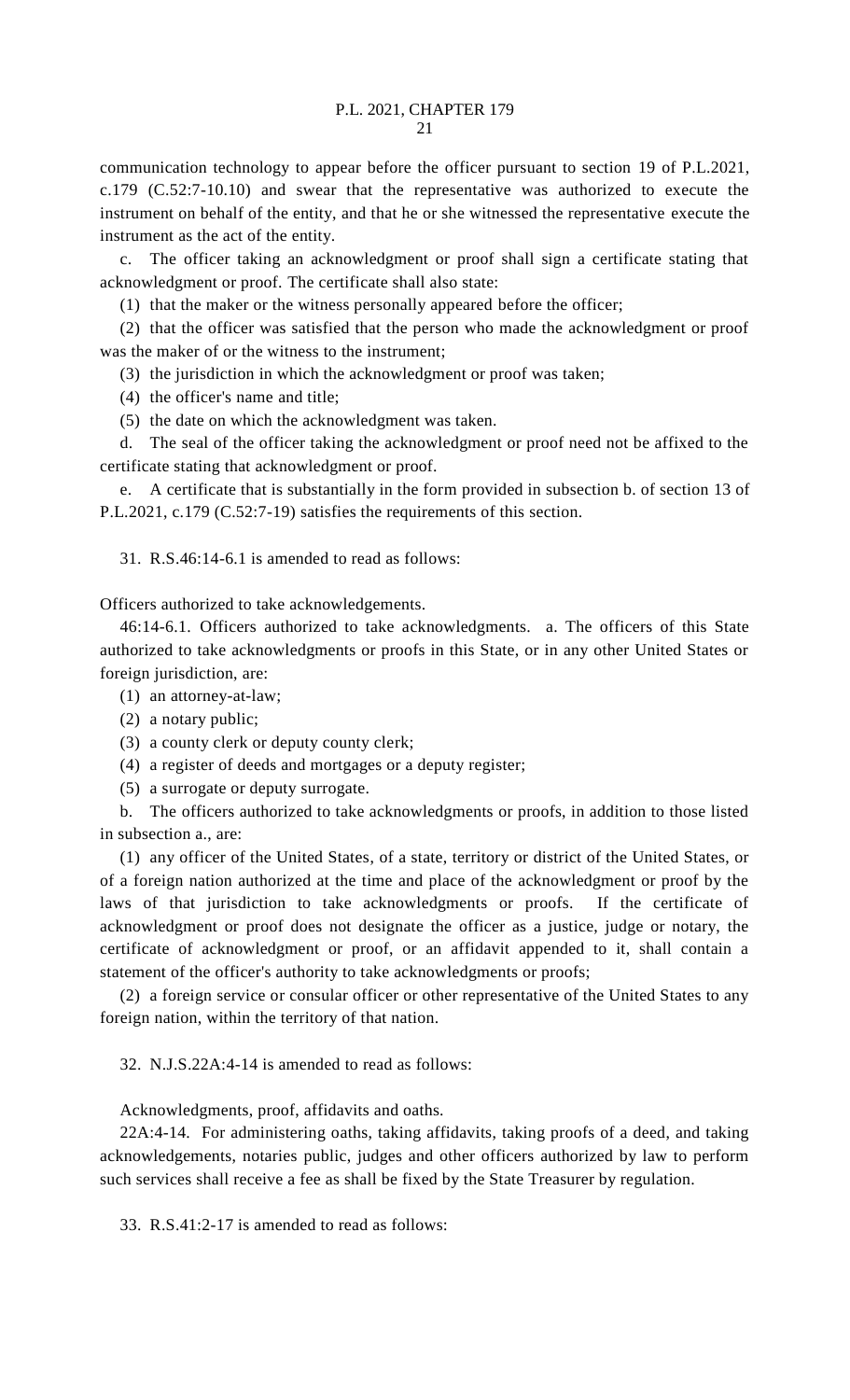communication technology to appear before the officer pursuant to section 19 of P.L.2021, c.179 (C.52:7-10.10) and swear that the representative was authorized to execute the instrument on behalf of the entity, and that he or she witnessed the representative execute the instrument as the act of the entity.

c. The officer taking an acknowledgment or proof shall sign a certificate stating that acknowledgment or proof. The certificate shall also state:

(1) that the maker or the witness personally appeared before the officer;

(2) that the officer was satisfied that the person who made the acknowledgment or proof was the maker of or the witness to the instrument;

(3) the jurisdiction in which the acknowledgment or proof was taken;

(4) the officer's name and title;

(5) the date on which the acknowledgment was taken.

d. The seal of the officer taking the acknowledgment or proof need not be affixed to the certificate stating that acknowledgment or proof.

e. A certificate that is substantially in the form provided in subsection b. of section 13 of P.L.2021, c.179 (C.52:7-19) satisfies the requirements of this section.

31. R.S.46:14-6.1 is amended to read as follows:

Officers authorized to take acknowledgements.

46:14-6.1. Officers authorized to take acknowledgments. a. The officers of this State authorized to take acknowledgments or proofs in this State, or in any other United States or foreign jurisdiction, are:

(1) an attorney-at-law;

(2) a notary public;

(3) a county clerk or deputy county clerk;

(4) a register of deeds and mortgages or a deputy register;

(5) a surrogate or deputy surrogate.

b. The officers authorized to take acknowledgments or proofs, in addition to those listed in subsection a., are:

(1) any officer of the United States, of a state, territory or district of the United States, or of a foreign nation authorized at the time and place of the acknowledgment or proof by the laws of that jurisdiction to take acknowledgments or proofs. If the certificate of acknowledgment or proof does not designate the officer as a justice, judge or notary, the certificate of acknowledgment or proof, or an affidavit appended to it, shall contain a statement of the officer's authority to take acknowledgments or proofs;

(2) a foreign service or consular officer or other representative of the United States to any foreign nation, within the territory of that nation.

32. N.J.S.22A:4-14 is amended to read as follows:

Acknowledgments, proof, affidavits and oaths.

22A:4-14. For administering oaths, taking affidavits, taking proofs of a deed, and taking acknowledgements, notaries public, judges and other officers authorized by law to perform such services shall receive a fee as shall be fixed by the State Treasurer by regulation.

33. R.S.41:2-17 is amended to read as follows: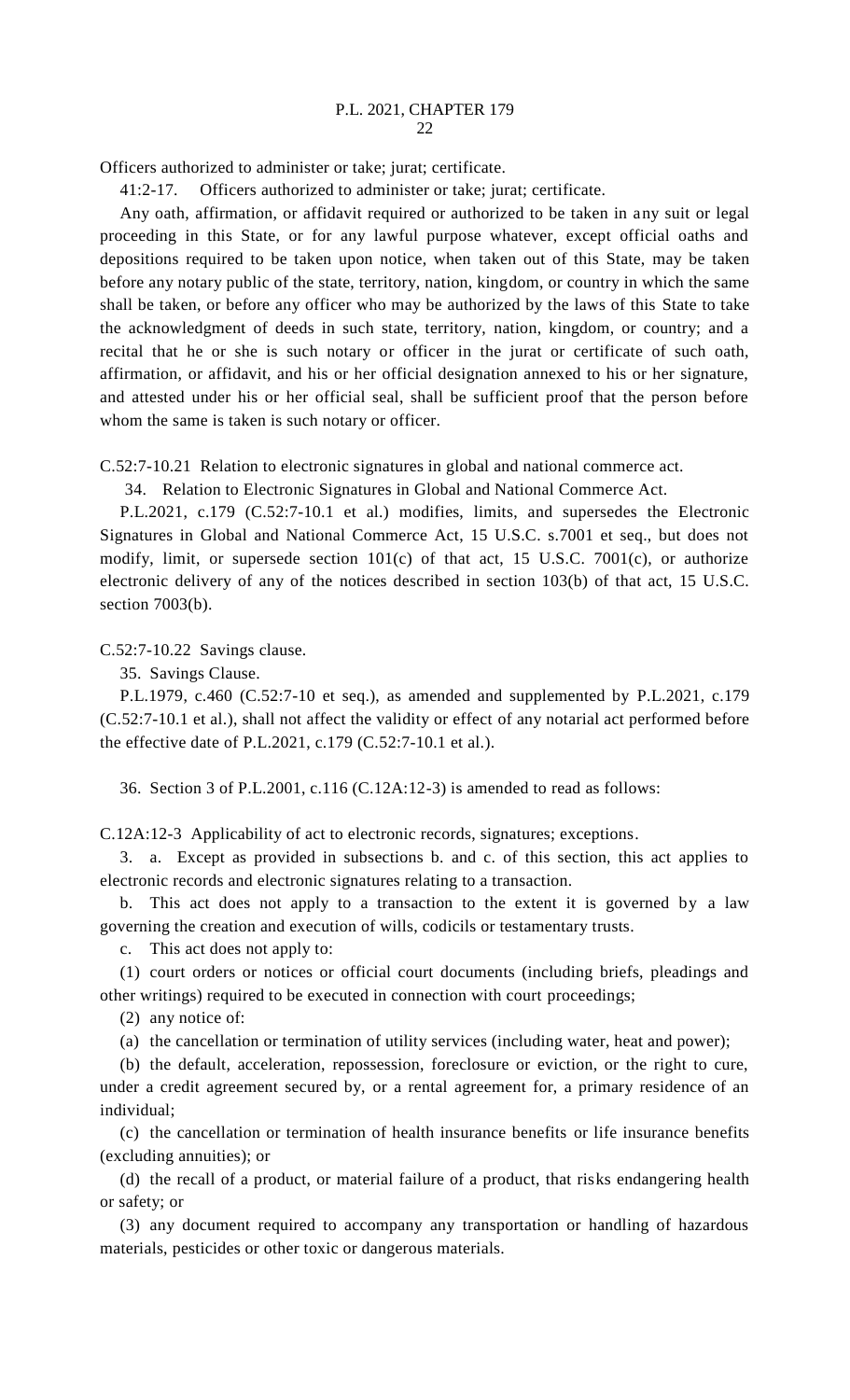Officers authorized to administer or take; jurat; certificate.

41:2-17. Officers authorized to administer or take; jurat; certificate.

Any oath, affirmation, or affidavit required or authorized to be taken in any suit or legal proceeding in this State, or for any lawful purpose whatever, except official oaths and depositions required to be taken upon notice, when taken out of this State, may be taken before any notary public of the state, territory, nation, kingdom, or country in which the same shall be taken, or before any officer who may be authorized by the laws of this State to take the acknowledgment of deeds in such state, territory, nation, kingdom, or country; and a recital that he or she is such notary or officer in the jurat or certificate of such oath, affirmation, or affidavit, and his or her official designation annexed to his or her signature, and attested under his or her official seal, shall be sufficient proof that the person before whom the same is taken is such notary or officer.

C.52:7-10.21 Relation to electronic signatures in global and national commerce act.

34. Relation to Electronic Signatures in Global and National Commerce Act.

P.L.2021, c.179 (C.52:7-10.1 et al.) modifies, limits, and supersedes the Electronic Signatures in Global and National Commerce Act, 15 U.S.C. s.7001 et seq., but does not modify, limit, or supersede section 101(c) of that act, 15 U.S.C. 7001(c), or authorize electronic delivery of any of the notices described in section 103(b) of that act, 15 U.S.C. section 7003(b).

C.52:7-10.22 Savings clause.

35. Savings Clause.

P.L.1979, c.460 (C.52:7-10 et seq.), as amended and supplemented by P.L.2021, c.179 (C.52:7-10.1 et al.), shall not affect the validity or effect of any notarial act performed before the effective date of P.L.2021, c.179 (C.52:7-10.1 et al.).

36. Section 3 of P.L.2001, c.116 (C.12A:12-3) is amended to read as follows:

C.12A:12-3 Applicability of act to electronic records, signatures; exceptions.

3. a. Except as provided in subsections b. and c. of this section, this act applies to electronic records and electronic signatures relating to a transaction.

b. This act does not apply to a transaction to the extent it is governed by a law governing the creation and execution of wills, codicils or testamentary trusts.

c. This act does not apply to:

(1) court orders or notices or official court documents (including briefs, pleadings and other writings) required to be executed in connection with court proceedings;

(2) any notice of:

(a) the cancellation or termination of utility services (including water, heat and power);

(b) the default, acceleration, repossession, foreclosure or eviction, or the right to cure, under a credit agreement secured by, or a rental agreement for, a primary residence of an individual;

(c) the cancellation or termination of health insurance benefits or life insurance benefits (excluding annuities); or

(d) the recall of a product, or material failure of a product, that risks endangering health or safety; or

(3) any document required to accompany any transportation or handling of hazardous materials, pesticides or other toxic or dangerous materials.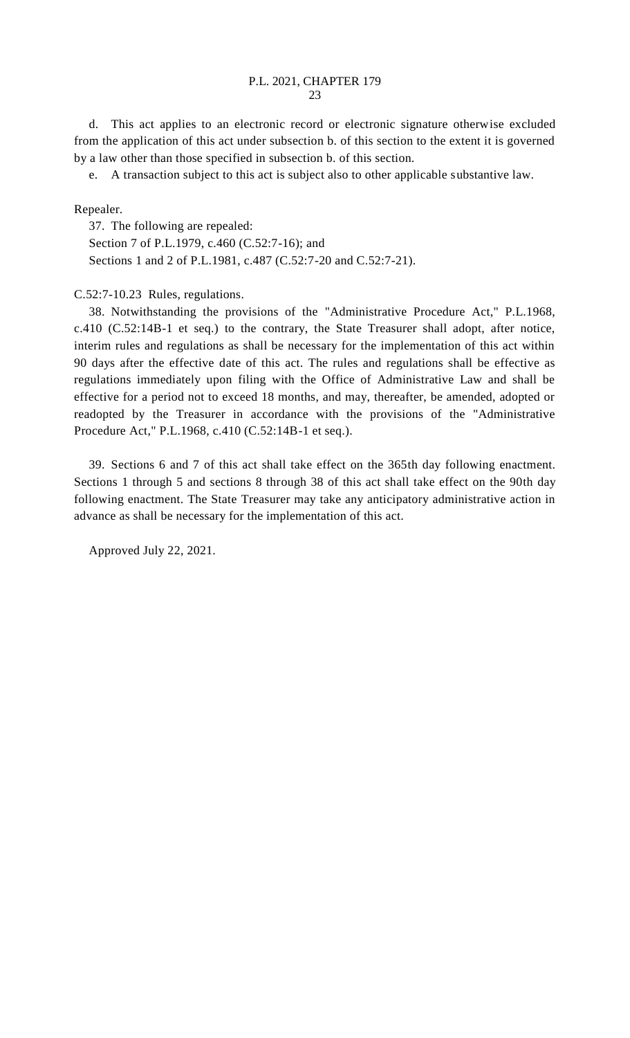d. This act applies to an electronic record or electronic signature otherwise excluded from the application of this act under subsection b. of this section to the extent it is governed by a law other than those specified in subsection b. of this section.

e. A transaction subject to this act is subject also to other applicable substantive law.

Repealer.

37. The following are repealed:

Section 7 of P.L.1979, c.460 (C.52:7-16); and

Sections 1 and 2 of P.L.1981, c.487 (C.52:7-20 and C.52:7-21).

C.52:7-10.23 Rules, regulations.

38. Notwithstanding the provisions of the "Administrative Procedure Act," P.L.1968, c.410 (C.52:14B-1 et seq.) to the contrary, the State Treasurer shall adopt, after notice, interim rules and regulations as shall be necessary for the implementation of this act within 90 days after the effective date of this act. The rules and regulations shall be effective as regulations immediately upon filing with the Office of Administrative Law and shall be effective for a period not to exceed 18 months, and may, thereafter, be amended, adopted or readopted by the Treasurer in accordance with the provisions of the "Administrative Procedure Act," P.L.1968, c.410 (C.52:14B-1 et seq.).

39. Sections 6 and 7 of this act shall take effect on the 365th day following enactment. Sections 1 through 5 and sections 8 through 38 of this act shall take effect on the 90th day following enactment. The State Treasurer may take any anticipatory administrative action in advance as shall be necessary for the implementation of this act.

Approved July 22, 2021.